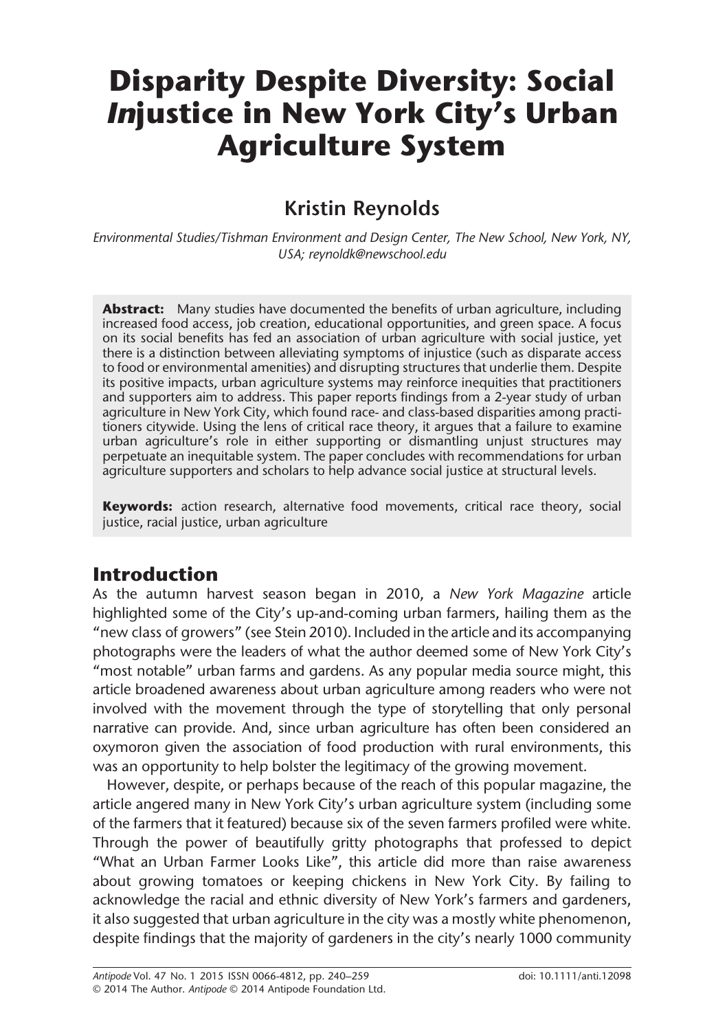# Disparity Despite Diversity: Social *In*justice in New York City's Urban Agriculture System

## Kristin Reynolds

*Environmental Studies/Tishman Environment and Design Center, The New School, New York, NY, USA; reynoldk@newschool.edu*

**Abstract:** Many studies have documented the benefits of urban agriculture, including increased food access, job creation, educational opportunities, and green space. A focus on its social benefits has fed an association of urban agriculture with social justice, yet there is a distinction between alleviating symptoms of injustice (such as disparate access to food or environmental amenities) and disrupting structures that underlie them. Despite its positive impacts, urban agriculture systems may reinforce inequities that practitioners and supporters aim to address. This paper reports findings from a 2-year study of urban agriculture in New York City, which found race- and class-based disparities among practitioners citywide. Using the lens of critical race theory, it argues that a failure to examine urban agriculture's role in either supporting or dismantling unjust structures may perpetuate an inequitable system. The paper concludes with recommendations for urban agriculture supporters and scholars to help advance social justice at structural levels.

**Keywords:** action research, alternative food movements, critical race theory, social justice, racial justice, urban agriculture

## Introduction

As the autumn harvest season began in 2010, a *New York Magazine* article highlighted some of the City's up-and-coming urban farmers, hailing them as the "new class of growers" (see Stein 2010). Included in the article and its accompanying photographs were the leaders of what the author deemed some of New York City's "most notable" urban farms and gardens. As any popular media source might, this article broadened awareness about urban agriculture among readers who were not involved with the movement through the type of storytelling that only personal narrative can provide. And, since urban agriculture has often been considered an oxymoron given the association of food production with rural environments, this was an opportunity to help bolster the legitimacy of the growing movement.

However, despite, or perhaps because of the reach of this popular magazine, the article angered many in New York City's urban agriculture system (including some of the farmers that it featured) because six of the seven farmers profiled were white. Through the power of beautifully gritty photographs that professed to depict "What an Urban Farmer Looks Like", this article did more than raise awareness about growing tomatoes or keeping chickens in New York City. By failing to acknowledge the racial and ethnic diversity of New York's farmers and gardeners, it also suggested that urban agriculture in the city was a mostly white phenomenon, despite findings that the majority of gardeners in the city's nearly 1000 community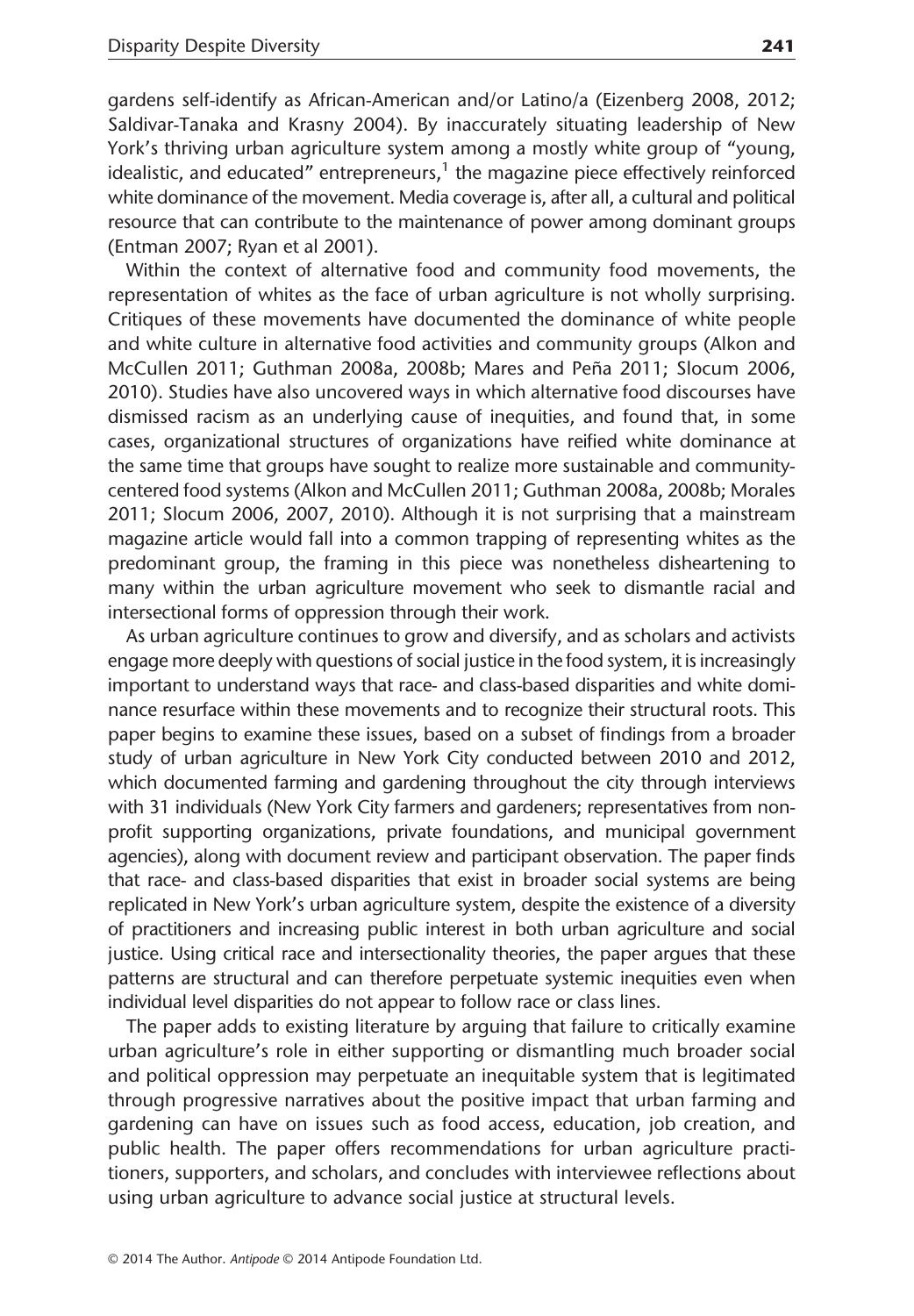gardens self-identify as African-American and/or Latino/a (Eizenberg 2008, 2012; Saldivar-Tanaka and Krasny 2004). By inaccurately situating leadership of New York's thriving urban agriculture system among a mostly white group of "young, idealistic, and educated" entrepreneurs,[1] the magazine piece effectively reinforced white dominance of the movement. Media coverage is, after all, a cultural and political resource that can contribute to the maintenance of power among dominant groups (Entman 2007; Ryan et al 2001).

Within the context of alternative food and community food movements, the representation of whites as the face of urban agriculture is not wholly surprising. Critiques of these movements have documented the dominance of white people and white culture in alternative food activities and community groups (Alkon and McCullen 2011; Guthman 2008a, 2008b; Mares and Peña 2011; Slocum 2006, 2010). Studies have also uncovered ways in which alternative food discourses have dismissed racism as an underlying cause of inequities, and found that, in some cases, organizational structures of organizations have reified white dominance at the same time that groups have sought to realize more sustainable and community-centered food systems (Alkon and McCullen 2011; Guthman 2008a, 2008b; Morales 2011; Slocum 2006, 2007, 2010). Although it is not surprising that a mainstream magazine article would fall into a common trapping of representing whites as the predominant group, the framing in this piece was nonetheless disheartening to many within the urban agriculture movement who seek to dismantle racial and intersectional forms of oppression through their work.

As urban agriculture continues to grow and diversify, and as scholars and activists engage more deeply with questions of social justice in the food system, it is increasingly important to understand ways that race- and class-based disparities and white dominance resurface within these movements and to recognize their structural roots. This paper begins to examine these issues, based on a subset of findings from a broader study of urban agriculture in New York City conducted between 2010 and 2012, which documented farming and gardening throughout the city through interviews with 31 individuals (New York City farmers and gardeners; representatives from non-profit supporting organizations, private foundations, and municipal government agencies), along with document review and participant observation. The paper finds that race- and class-based disparities that exist in broader social systems are being replicated in New York's urban agriculture system, despite the existence of a diversity of practitioners and increasing public interest in both urban agriculture and social justice. Using critical race and intersectionality theories, the paper argues that these patterns are structural and can therefore perpetuate systemic inequities even when individual level disparities do not appear to follow race or class lines.

The paper adds to existing literature by arguing that failure to critically examine urban agriculture's role in either supporting or dismantling much broader social and political oppression may perpetuate an inequitable system that is legitimated through progressive narratives about the positive impact that urban farming and gardening can have on issues such as food access, education, job creation, and public health. The paper offers recommendations for urban agriculture practitioners, supporters, and scholars, and concludes with interviewee reflections about using urban agriculture to advance social justice at structural levels.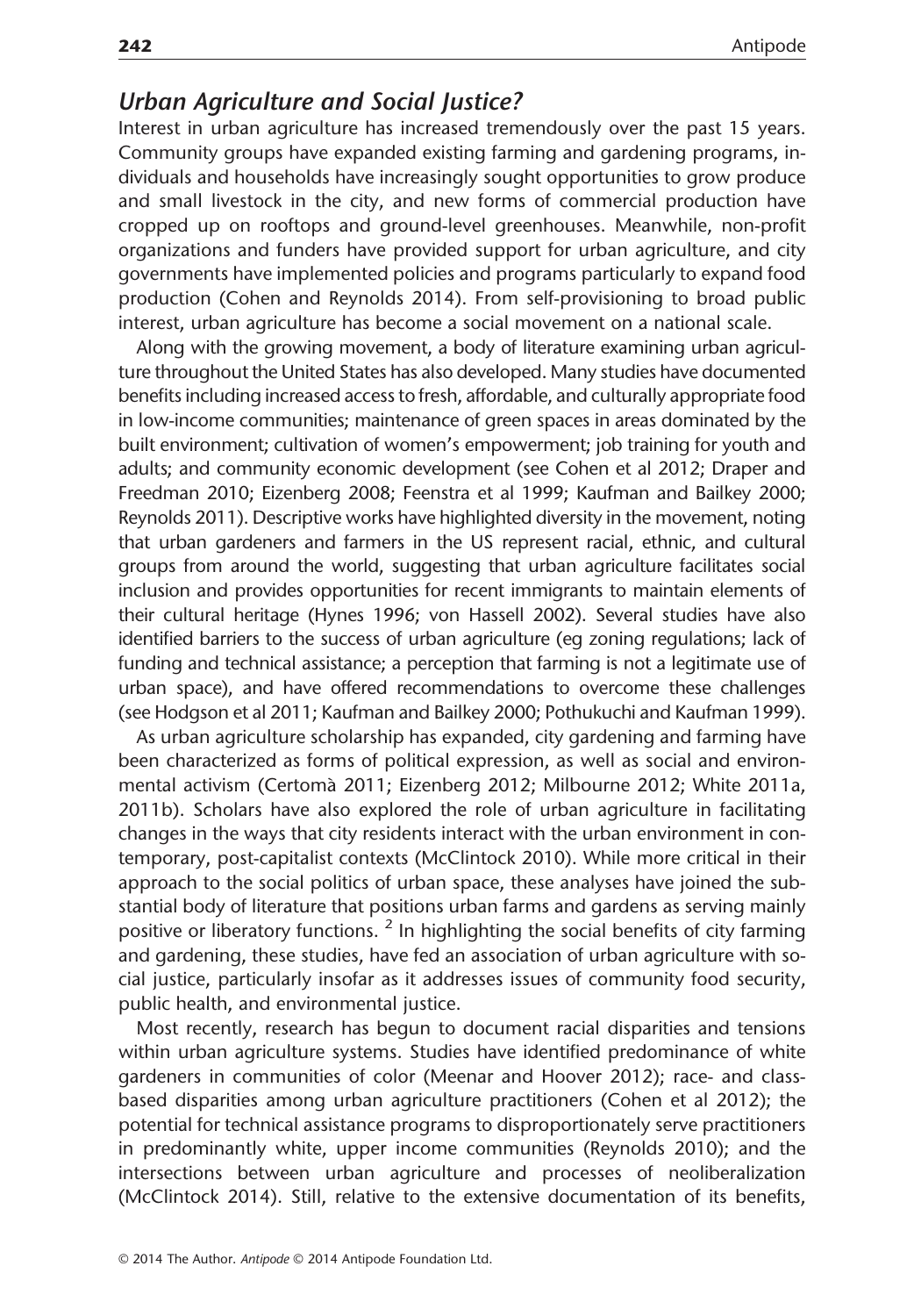## *Urban Agriculture and Social Justice?*

Interest in urban agriculture has increased tremendously over the past 15 years. Community groups have expanded existing farming and gardening programs, individuals and households have increasingly sought opportunities to grow produce and small livestock in the city, and new forms of commercial production have cropped up on rooftops and ground-level greenhouses. Meanwhile, non-profit organizations and funders have provided support for urban agriculture, and city governments have implemented policies and programs particularly to expand food production (Cohen and Reynolds 2014). From self-provisioning to broad public interest, urban agriculture has become a social movement on a national scale.

Along with the growing movement, a body of literature examining urban agriculture throughout the United States has also developed. Many studies have documented benefits including increased access to fresh, affordable, and culturally appropriate food in low-income communities; maintenance of green spaces in areas dominated by the built environment; cultivation of women's empowerment; job training for youth and adults; and community economic development (see Cohen et al 2012; Draper and Freedman 2010; Eizenberg 2008; Feenstra et al 1999; Kaufman and Bailkey 2000; Reynolds 2011). Descriptive works have highlighted diversity in the movement, noting that urban gardeners and farmers in the US represent racial, ethnic, and cultural groups from around the world, suggesting that urban agriculture facilitates social inclusion and provides opportunities for recent immigrants to maintain elements of their cultural heritage (Hynes 1996; von Hassell 2002). Several studies have also identified barriers to the success of urban agriculture (eg zoning regulations; lack of funding and technical assistance; a perception that farming is not a legitimate use of urban space), and have offered recommendations to overcome these challenges (see Hodgson et al 2011; Kaufman and Bailkey 2000; Pothukuchi and Kaufman 1999).

As urban agriculture scholarship has expanded, city gardening and farming have been characterized as forms of political expression, as well as social and environmental activism (Certomà 2011; Eizenberg 2012; Milbourne 2012; White 2011a, 2011b). Scholars have also explored the role of urban agriculture in facilitating changes in the ways that city residents interact with the urban environment in contemporary, post-capitalist contexts (McClintock 2010). While more critical in their approach to the social politics of urban space, these analyses have joined the substantial body of literature that positions urban farms and gardens as serving mainly positive or liberatory functions. [2] In highlighting the social benefits of city farming and gardening, these studies, have fed an association of urban agriculture with social justice, particularly insofar as it addresses issues of community food security, public health, and environmental justice.

Most recently, research has begun to document racial disparities and tensions within urban agriculture systems. Studies have identified predominance of white gardeners in communities of color (Meenar and Hoover 2012); race- and class-based disparities among urban agriculture practitioners (Cohen et al 2012); the potential for technical assistance programs to disproportionately serve practitioners in predominantly white, upper income communities (Reynolds 2010); and the intersections between urban agriculture and processes of neoliberalization (McClintock 2014). Still, relative to the extensive documentation of its benefits,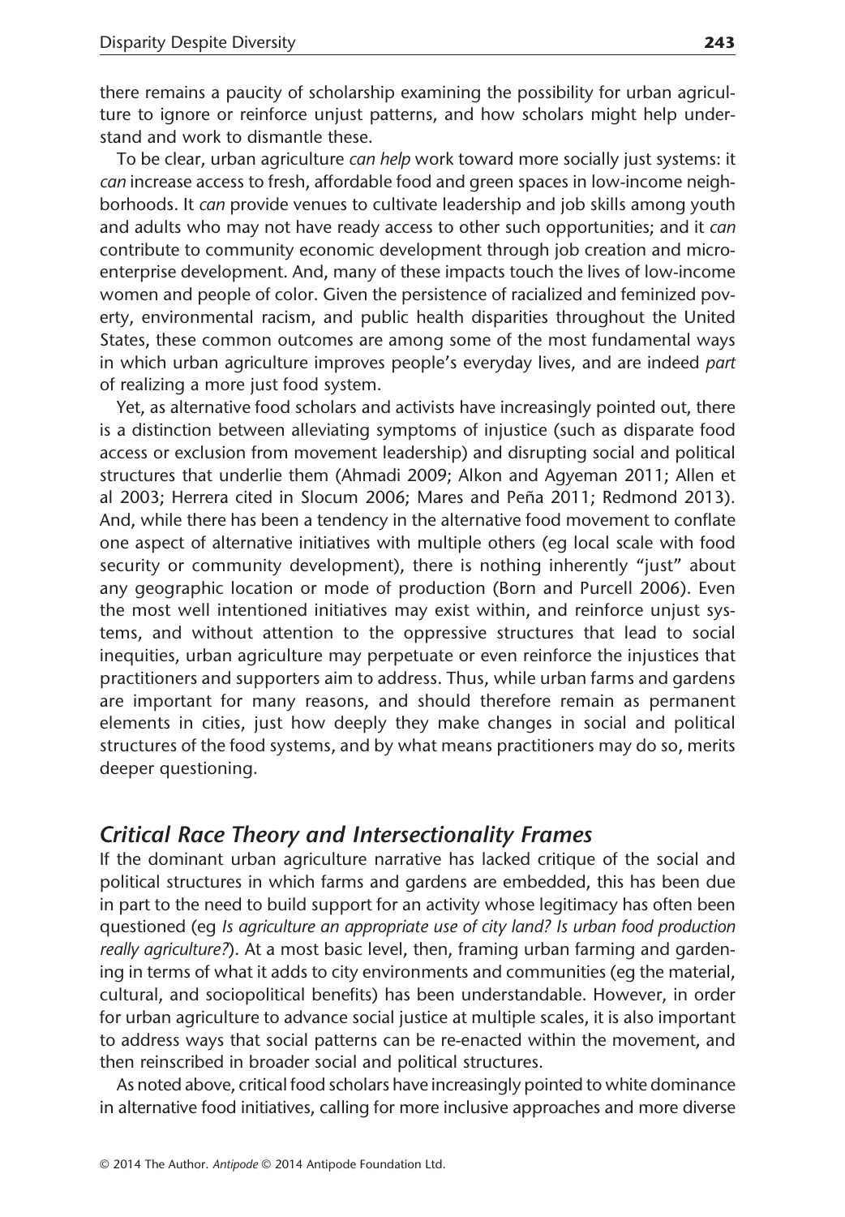there remains a paucity of scholarship examining the possibility for urban agriculture to ignore or reinforce unjust patterns, and how scholars might help understand and work to dismantle these.

To be clear, urban agriculture *can help* work toward more socially just systems: it *can* increase access to fresh, affordable food and green spaces in low-income neighborhoods. It *can* provide venues to cultivate leadership and job skills among youth and adults who may not have ready access to other such opportunities; and it *can* contribute to community economic development through job creation and microenterprise development. And, many of these impacts touch the lives of low-income women and people of color. Given the persistence of racialized and feminized poverty, environmental racism, and public health disparities throughout the United States, these common outcomes are among some of the most fundamental ways in which urban agriculture improves people's everyday lives, and are indeed *part* of realizing a more just food system.

Yet, as alternative food scholars and activists have increasingly pointed out, there is a distinction between alleviating symptoms of injustice (such as disparate food access or exclusion from movement leadership) and disrupting social and political structures that underlie them (Ahmadi 2009; Alkon and Agyeman 2011; Allen et al 2003; Herrera cited in Slocum 2006; Mares and Peña 2011; Redmond 2013). And, while there has been a tendency in the alternative food movement to conflate one aspect of alternative initiatives with multiple others (eg local scale with food security or community development), there is nothing inherently "just" about any geographic location or mode of production (Born and Purcell 2006). Even the most well intentioned initiatives may exist within, and reinforce unjust systems, and without attention to the oppressive structures that lead to social inequities, urban agriculture may perpetuate or even reinforce the injustices that practitioners and supporters aim to address. Thus, while urban farms and gardens are important for many reasons, and should therefore remain as permanent elements in cities, just how deeply they make changes in social and political structures of the food systems, and by what means practitioners may do so, merits deeper questioning.

## *Critical Race Theory and Intersectionality Frames*

If the dominant urban agriculture narrative has lacked critique of the social and political structures in which farms and gardens are embedded, this has been due in part to the need to build support for an activity whose legitimacy has often been questioned (eg *Is agriculture an appropriate use of city land? Is urban food production really agriculture?*). At a most basic level, then, framing urban farming and gardening in terms of what it adds to city environments and communities (eg the material, cultural, and sociopolitical benefits) has been understandable. However, in order for urban agriculture to advance social justice at multiple scales, it is also important to address ways that social patterns can be re-enacted within the movement, and then reinscribed in broader social and political structures.

As noted above, critical food scholars have increasingly pointed to white dominance in alternative food initiatives, calling for more inclusive approaches and more diverse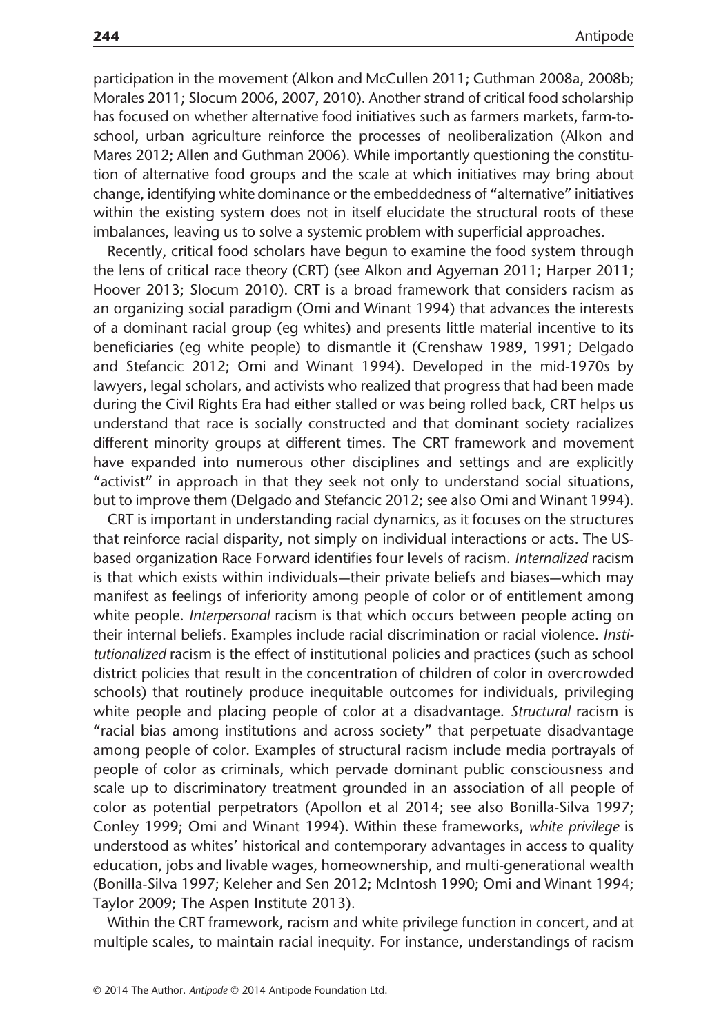participation in the movement (Alkon and McCullen 2011; Guthman 2008a, 2008b; Morales 2011; Slocum 2006, 2007, 2010). Another strand of critical food scholarship has focused on whether alternative food initiatives such as farmers markets, farm-to-school, urban agriculture reinforce the processes of neoliberalization (Alkon and Mares 2012; Allen and Guthman 2006). While importantly questioning the constitution of alternative food groups and the scale at which initiatives may bring about change, identifying white dominance or the embeddedness of "alternative" initiatives within the existing system does not in itself elucidate the structural roots of these imbalances, leaving us to solve a systemic problem with superficial approaches.

Recently, critical food scholars have begun to examine the food system through the lens of critical race theory (CRT) (see Alkon and Agyeman 2011; Harper 2011; Hoover 2013; Slocum 2010). CRT is a broad framework that considers racism as an organizing social paradigm (Omi and Winant 1994) that advances the interests of a dominant racial group (eg whites) and presents little material incentive to its beneficiaries (eg white people) to dismantle it (Crenshaw 1989, 1991; Delgado and Stefancic 2012; Omi and Winant 1994). Developed in the mid-1970s by lawyers, legal scholars, and activists who realized that progress that had been made during the Civil Rights Era had either stalled or was being rolled back, CRT helps us understand that race is socially constructed and that dominant society racializes different minority groups at different times. The CRT framework and movement have expanded into numerous other disciplines and settings and are explicitly "activist" in approach in that they seek not only to understand social situations, but to improve them (Delgado and Stefancic 2012; see also Omi and Winant 1994).

CRT is important in understanding racial dynamics, as it focuses on the structures that reinforce racial disparity, not simply on individual interactions or acts. The US-based organization Race Forward identifies four levels of racism. *Internalized* racism is that which exists within individuals—their private beliefs and biases—which may manifest as feelings of inferiority among people of color or of entitlement among white people. *Interpersonal* racism is that which occurs between people acting on their internal beliefs. Examples include racial discrimination or racial violence. *Institutionalized* racism is the effect of institutional policies and practices (such as school district policies that result in the concentration of children of color in overcrowded schools) that routinely produce inequitable outcomes for individuals, privileging white people and placing people of color at a disadvantage. *Structural* racism is "racial bias among institutions and across society" that perpetuate disadvantage among people of color. Examples of structural racism include media portrayals of people of color as criminals, which pervade dominant public consciousness and scale up to discriminatory treatment grounded in an association of all people of color as potential perpetrators (Apollon et al 2014; see also Bonilla-Silva 1997; Conley 1999; Omi and Winant 1994). Within these frameworks, *white privilege* is understood as whites' historical and contemporary advantages in access to quality education, jobs and livable wages, homeownership, and multi-generational wealth (Bonilla-Silva 1997; Keleher and Sen 2012; McIntosh 1990; Omi and Winant 1994; Taylor 2009; The Aspen Institute 2013).

Within the CRT framework, racism and white privilege function in concert, and at multiple scales, to maintain racial inequity. For instance, understandings of racism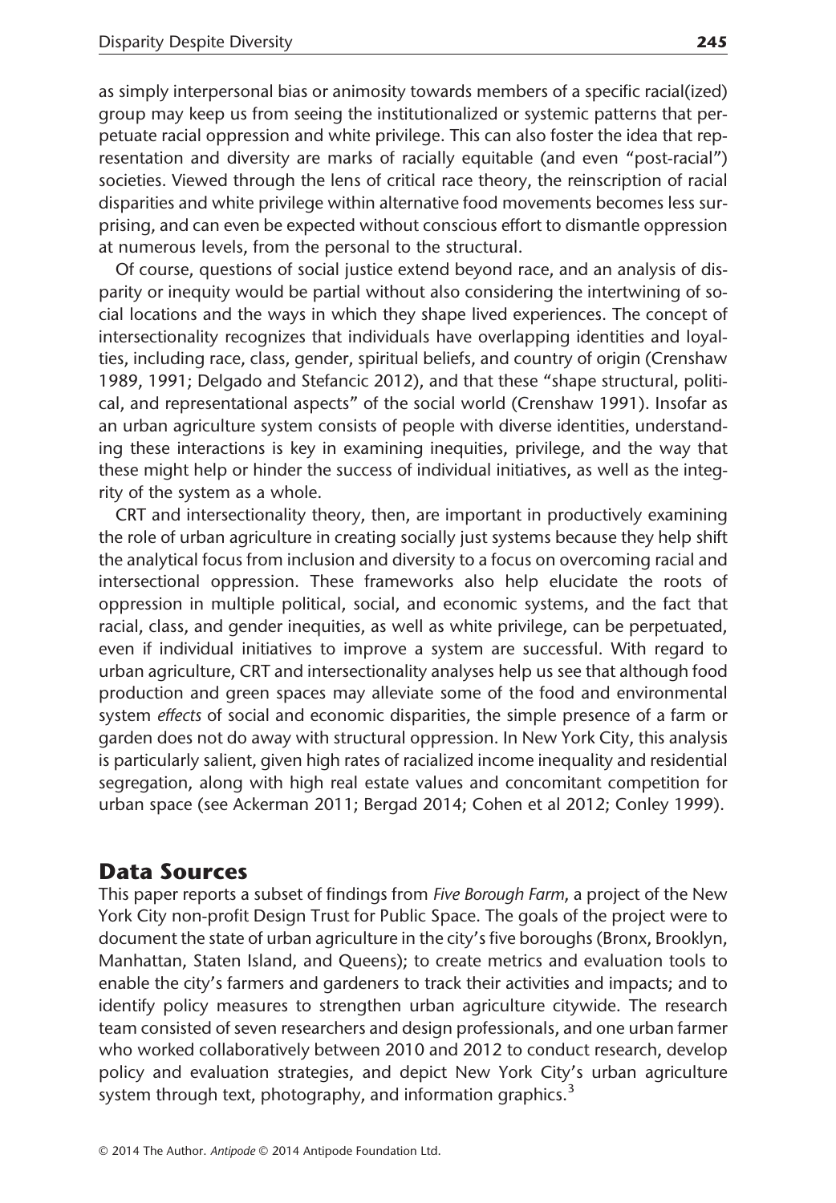as simply interpersonal bias or animosity towards members of a specific racial(ized) group may keep us from seeing the institutionalized or systemic patterns that perpetuate racial oppression and white privilege. This can also foster the idea that representation and diversity are marks of racially equitable (and even "post-racial") societies. Viewed through the lens of critical race theory, the reinscription of racial disparities and white privilege within alternative food movements becomes less surprising, and can even be expected without conscious effort to dismantle oppression at numerous levels, from the personal to the structural.

Of course, questions of social justice extend beyond race, and an analysis of disparity or inequity would be partial without also considering the intertwining of social locations and the ways in which they shape lived experiences. The concept of intersectionality recognizes that individuals have overlapping identities and loyalties, including race, class, gender, spiritual beliefs, and country of origin (Crenshaw 1989, 1991; Delgado and Stefancic 2012), and that these "shape structural, political, and representational aspects" of the social world (Crenshaw 1991). Insofar as an urban agriculture system consists of people with diverse identities, understanding these interactions is key in examining inequities, privilege, and the way that these might help or hinder the success of individual initiatives, as well as the integrity of the system as a whole.

CRT and intersectionality theory, then, are important in productively examining the role of urban agriculture in creating socially just systems because they help shift the analytical focus from inclusion and diversity to a focus on overcoming racial and intersectional oppression. These frameworks also help elucidate the roots of oppression in multiple political, social, and economic systems, and the fact that racial, class, and gender inequities, as well as white privilege, can be perpetuated, even if individual initiatives to improve a system are successful. With regard to urban agriculture, CRT and intersectionality analyses help us see that although food production and green spaces may alleviate some of the food and environmental system *effects* of social and economic disparities, the simple presence of a farm or garden does not do away with structural oppression. In New York City, this analysis is particularly salient, given high rates of racialized income inequality and residential segregation, along with high real estate values and concomitant competition for urban space (see Ackerman 2011; Bergad 2014; Cohen et al 2012; Conley 1999).

## Data Sources

This paper reports a subset of findings from *Five Borough Farm*, a project of the New York City non-profit Design Trust for Public Space. The goals of the project were to document the state of urban agriculture in the city's five boroughs (Bronx, Brooklyn, Manhattan, Staten Island, and Queens); to create metrics and evaluation tools to enable the city's farmers and gardeners to track their activities and impacts; and to identify policy measures to strengthen urban agriculture citywide. The research team consisted of seven researchers and design professionals, and one urban farmer who worked collaboratively between 2010 and 2012 to conduct research, develop policy and evaluation strategies, and depict New York City's urban agriculture system through text, photography, and information graphics.[3]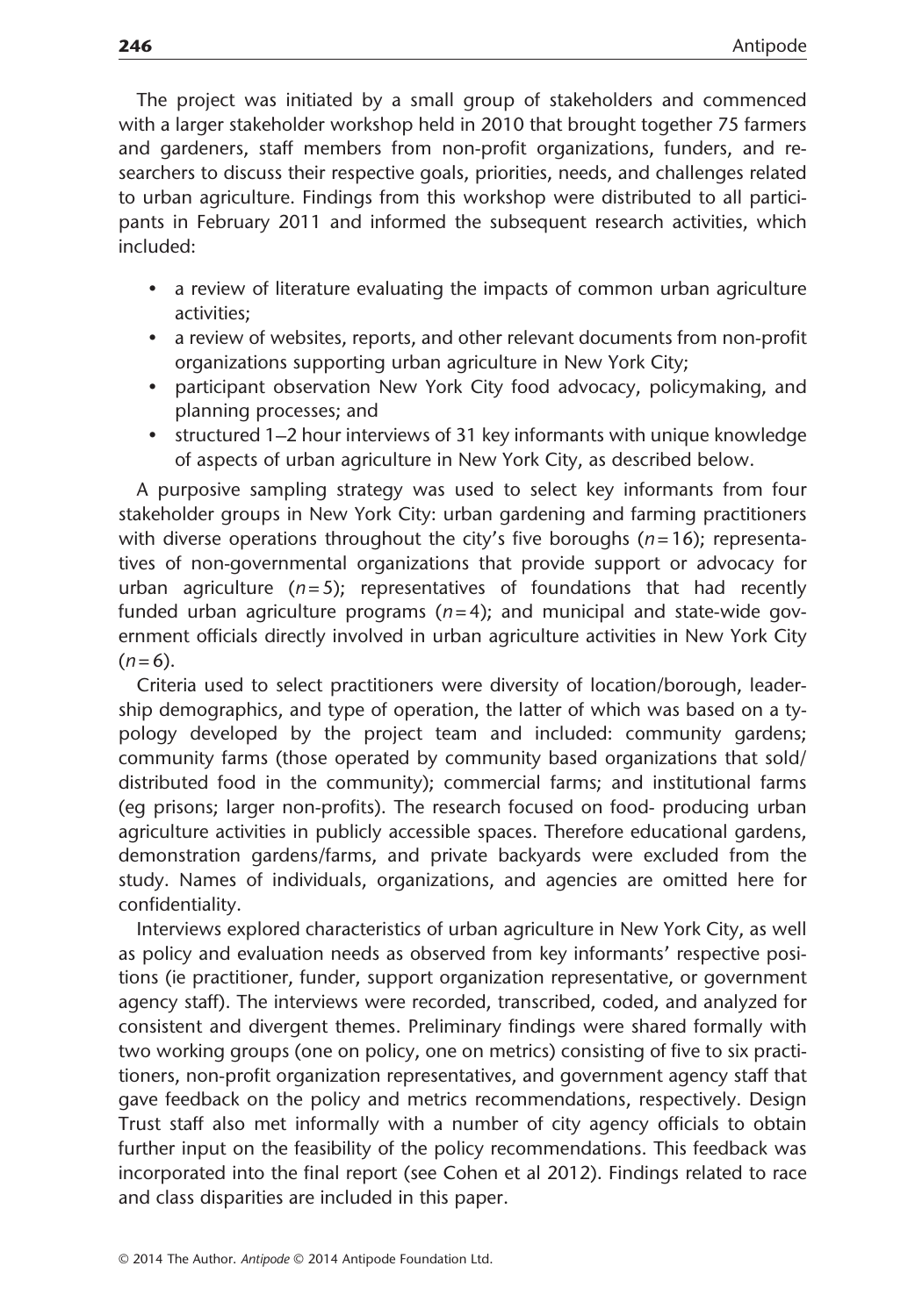The project was initiated by a small group of stakeholders and commenced with a larger stakeholder workshop held in 2010 that brought together 75 farmers and gardeners, staff members from non-profit organizations, funders, and researchers to discuss their respective goals, priorities, needs, and challenges related to urban agriculture. Findings from this workshop were distributed to all participants in February 2011 and informed the subsequent research activities, which included:

- a review of literature evaluating the impacts of common urban agriculture activities;
- a review of websites, reports, and other relevant documents from non-profit organizations supporting urban agriculture in New York City;
- participant observation New York City food advocacy, policymaking, and planning processes; and
- structured 1–2 hour interviews of 31 key informants with unique knowledge of aspects of urban agriculture in New York City, as described below.

A purposive sampling strategy was used to select key informants from four stakeholder groups in New York City: urban gardening and farming practitioners with diverse operations throughout the city's five boroughs ($n = 16$); representatives of non-governmental organizations that provide support or advocacy for urban agriculture ($n = 5$); representatives of foundations that had recently funded urban agriculture programs ($n = 4$); and municipal and state-wide government officials directly involved in urban agriculture activities in New York City ($n = 6$).

Criteria used to select practitioners were diversity of location/borough, leadership demographics, and type of operation, the latter of which was based on a typology developed by the project team and included: community gardens; community farms (those operated by community based organizations that sold/distributed food in the community); commercial farms; and institutional farms (eg prisons; larger non-profits). The research focused on food- producing urban agriculture activities in publicly accessible spaces. Therefore educational gardens, demonstration gardens/farms, and private backyards were excluded from the study. Names of individuals, organizations, and agencies are omitted here for confidentiality.

Interviews explored characteristics of urban agriculture in New York City, as well as policy and evaluation needs as observed from key informants' respective positions (ie practitioner, funder, support organization representative, or government agency staff). The interviews were recorded, transcribed, coded, and analyzed for consistent and divergent themes. Preliminary findings were shared formally with two working groups (one on policy, one on metrics) consisting of five to six practitioners, non-profit organization representatives, and government agency staff that gave feedback on the policy and metrics recommendations, respectively. Design Trust staff also met informally with a number of city agency officials to obtain further input on the feasibility of the policy recommendations. This feedback was incorporated into the final report (see Cohen et al 2012). Findings related to race and class disparities are included in this paper.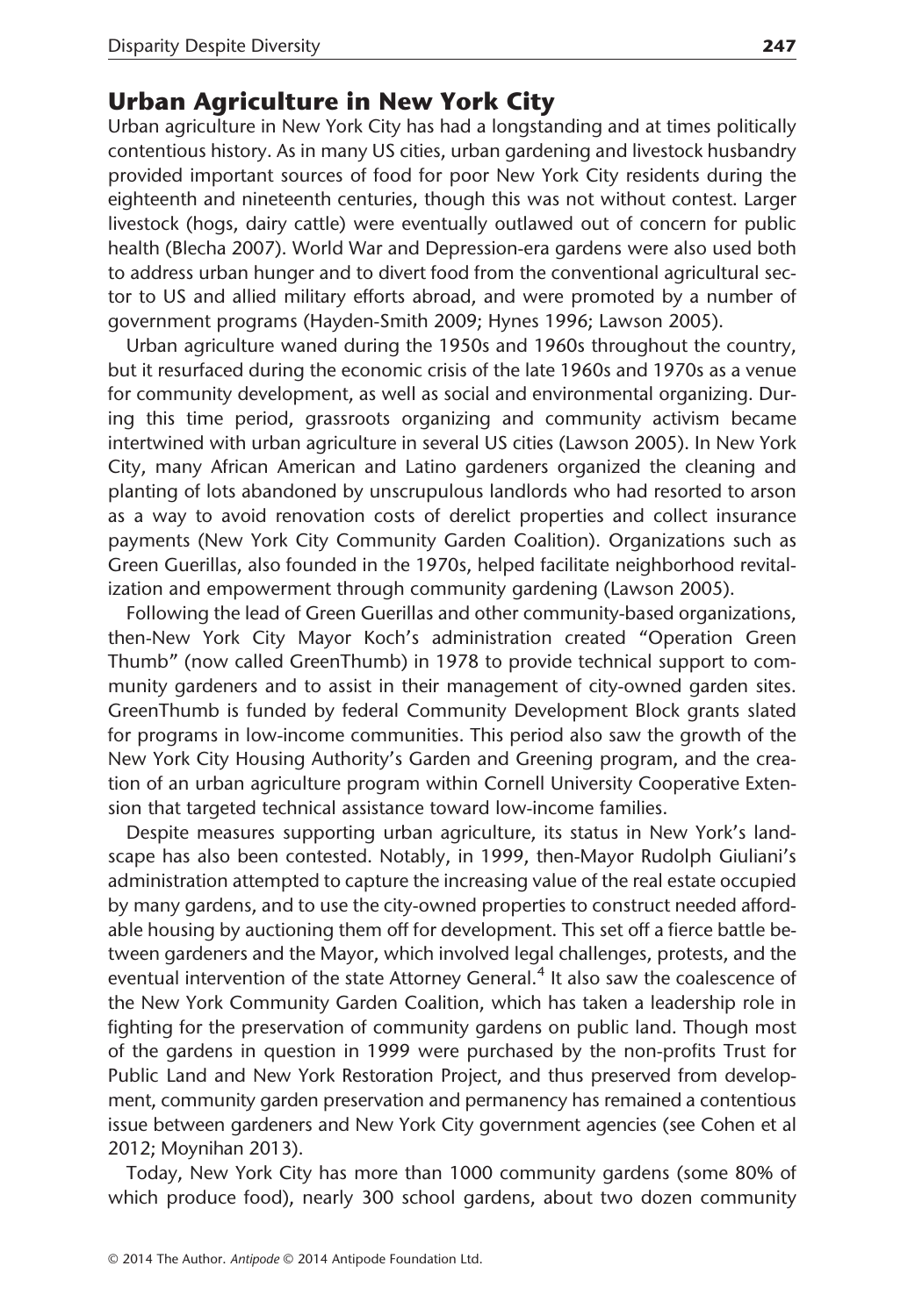## Urban Agriculture in New York City

Urban agriculture in New York City has had a longstanding and at times politically contentious history. As in many US cities, urban gardening and livestock husbandry provided important sources of food for poor New York City residents during the eighteenth and nineteenth centuries, though this was not without contest. Larger livestock (hogs, dairy cattle) were eventually outlawed out of concern for public health (Blecha 2007). World War and Depression-era gardens were also used both to address urban hunger and to divert food from the conventional agricultural sector to US and allied military efforts abroad, and were promoted by a number of government programs (Hayden-Smith 2009; Hynes 1996; Lawson 2005).

Urban agriculture waned during the 1950s and 1960s throughout the country, but it resurfaced during the economic crisis of the late 1960s and 1970s as a venue for community development, as well as social and environmental organizing. During this time period, grassroots organizing and community activism became intertwined with urban agriculture in several US cities (Lawson 2005). In New York City, many African American and Latino gardeners organized the cleaning and planting of lots abandoned by unscrupulous landlords who had resorted to arson as a way to avoid renovation costs of derelict properties and collect insurance payments (New York City Community Garden Coalition). Organizations such as Green Guerillas, also founded in the 1970s, helped facilitate neighborhood revitalization and empowerment through community gardening (Lawson 2005).

Following the lead of Green Guerillas and other community-based organizations, then-New York City Mayor Koch's administration created "Operation Green Thumb" (now called GreenThumb) in 1978 to provide technical support to community gardeners and to assist in their management of city-owned garden sites. GreenThumb is funded by federal Community Development Block grants slated for programs in low-income communities. This period also saw the growth of the New York City Housing Authority's Garden and Greening program, and the creation of an urban agriculture program within Cornell University Cooperative Extension that targeted technical assistance toward low-income families.

Despite measures supporting urban agriculture, its status in New York's landscape has also been contested. Notably, in 1999, then-Mayor Rudolph Giuliani's administration attempted to capture the increasing value of the real estate occupied by many gardens, and to use the city-owned properties to construct needed affordable housing by auctioning them off for development. This set off a fierce battle between gardeners and the Mayor, which involved legal challenges, protests, and the eventual intervention of the state Attorney General.[4] It also saw the coalescence of the New York Community Garden Coalition, which has taken a leadership role in fighting for the preservation of community gardens on public land. Though most of the gardens in question in 1999 were purchased by the non-profits Trust for Public Land and New York Restoration Project, and thus preserved from development, community garden preservation and permanency has remained a contentious issue between gardeners and New York City government agencies (see Cohen et al 2012; Moynihan 2013).

Today, New York City has more than 1000 community gardens (some 80% of which produce food), nearly 300 school gardens, about two dozen community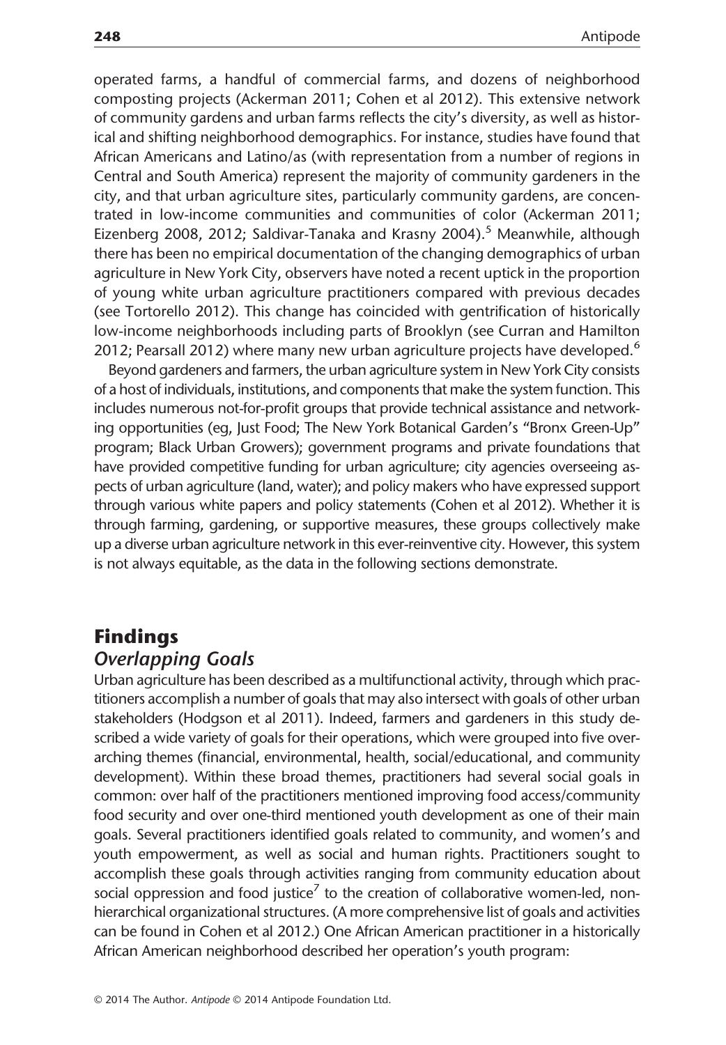operated farms, a handful of commercial farms, and dozens of neighborhood composting projects (Ackerman 2011; Cohen et al 2012). This extensive network of community gardens and urban farms reflects the city's diversity, as well as historical and shifting neighborhood demographics. For instance, studies have found that African Americans and Latino/as (with representation from a number of regions in Central and South America) represent the majority of community gardeners in the city, and that urban agriculture sites, particularly community gardens, are concentrated in low-income communities and communities of color (Ackerman 2011; Eizenberg 2008, 2012; Saldivar-Tanaka and Krasny 2004).[5] Meanwhile, although there has been no empirical documentation of the changing demographics of urban agriculture in New York City, observers have noted a recent uptick in the proportion of young white urban agriculture practitioners compared with previous decades (see Tortorello 2012). This change has coincided with gentrification of historically low-income neighborhoods including parts of Brooklyn (see Curran and Hamilton 2012; Pearsall 2012) where many new urban agriculture projects have developed.[6]

Beyond gardeners and farmers, the urban agriculture system in New York City consists of a host of individuals, institutions, and components that make the system function. This includes numerous not-for-profit groups that provide technical assistance and networking opportunities (eg, Just Food; The New York Botanical Garden's "Bronx Green-Up" program; Black Urban Growers); government programs and private foundations that have provided competitive funding for urban agriculture; city agencies overseeing aspects of urban agriculture (land, water); and policy makers who have expressed support through various white papers and policy statements (Cohen et al 2012). Whether it is through farming, gardening, or supportive measures, these groups collectively make up a diverse urban agriculture network in this ever-reinventive city. However, this system is not always equitable, as the data in the following sections demonstrate.

## Findings

### *Overlapping Goals*

Urban agriculture has been described as a multifunctional activity, through which practitioners accomplish a number of goals that may also intersect with goals of other urban stakeholders (Hodgson et al 2011). Indeed, farmers and gardeners in this study described a wide variety of goals for their operations, which were grouped into five overarching themes (financial, environmental, health, social/educational, and community development). Within these broad themes, practitioners had several social goals in common: over half of the practitioners mentioned improving food access/community food security and over one-third mentioned youth development as one of their main goals. Several practitioners identified goals related to community, and women's and youth empowerment, as well as social and human rights. Practitioners sought to accomplish these goals through activities ranging from community education about social oppression and food justice[7] to the creation of collaborative women-led, non-hierarchical organizational structures. (A more comprehensive list of goals and activities can be found in Cohen et al 2012.) One African American practitioner in a historically African American neighborhood described her operation's youth program: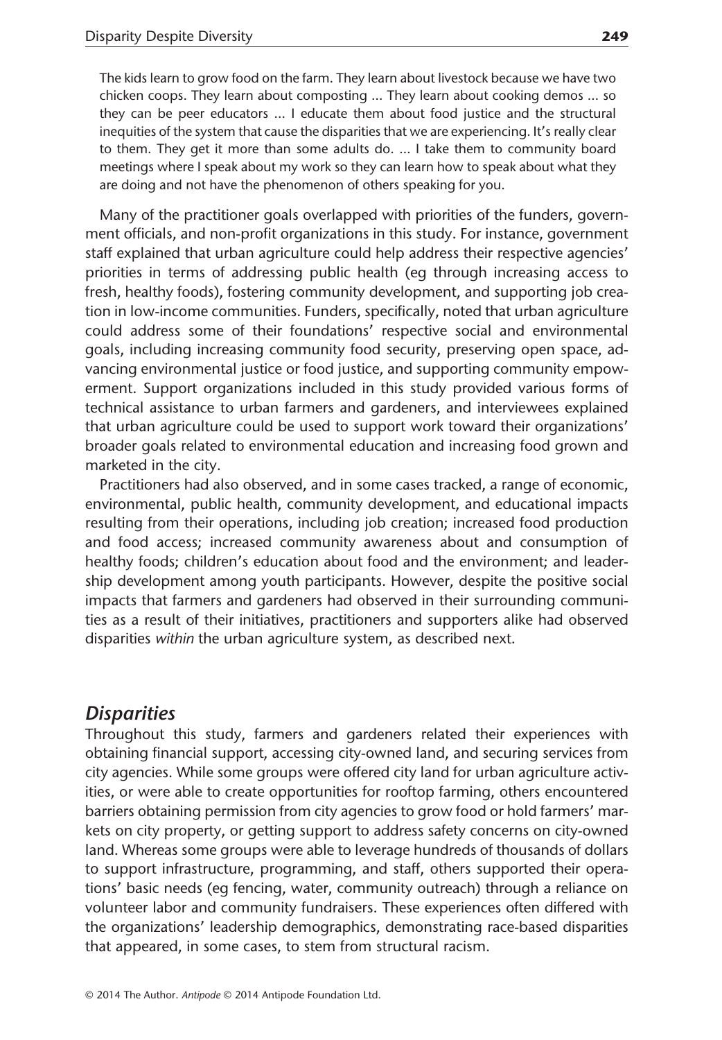> The kids learn to grow food on the farm. They learn about livestock because we have two chicken coops. They learn about composting ... They learn about cooking demos ... so they can be peer educators ... I educate them about food justice and the structural inequities of the system that cause the disparities that we are experiencing. It's really clear to them. They get it more than some adults do. ... I take them to community board meetings where I speak about my work so they can learn how to speak about what they are doing and not have the phenomenon of others speaking for you.

Many of the practitioner goals overlapped with priorities of the funders, government officials, and non-profit organizations in this study. For instance, government staff explained that urban agriculture could help address their respective agencies' priorities in terms of addressing public health (eg through increasing access to fresh, healthy foods), fostering community development, and supporting job creation in low-income communities. Funders, specifically, noted that urban agriculture could address some of their foundations' respective social and environmental goals, including increasing community food security, preserving open space, advancing environmental justice or food justice, and supporting community empowerment. Support organizations included in this study provided various forms of technical assistance to urban farmers and gardeners, and interviewees explained that urban agriculture could be used to support work toward their organizations' broader goals related to environmental education and increasing food grown and marketed in the city.

Practitioners had also observed, and in some cases tracked, a range of economic, environmental, public health, community development, and educational impacts resulting from their operations, including job creation; increased food production and food access; increased community awareness about and consumption of healthy foods; children's education about food and the environment; and leadership development among youth participants. However, despite the positive social impacts that farmers and gardeners had observed in their surrounding communities as a result of their initiatives, practitioners and supporters alike had observed disparities *within* the urban agriculture system, as described next.

## *Disparities*

Throughout this study, farmers and gardeners related their experiences with obtaining financial support, accessing city-owned land, and securing services from city agencies. While some groups were offered city land for urban agriculture activities, or were able to create opportunities for rooftop farming, others encountered barriers obtaining permission from city agencies to grow food or hold farmers' markets on city property, or getting support to address safety concerns on city-owned land. Whereas some groups were able to leverage hundreds of thousands of dollars to support infrastructure, programming, and staff, others supported their operations' basic needs (eg fencing, water, community outreach) through a reliance on volunteer labor and community fundraisers. These experiences often differed with the organizations' leadership demographics, demonstrating race-based disparities that appeared, in some cases, to stem from structural racism.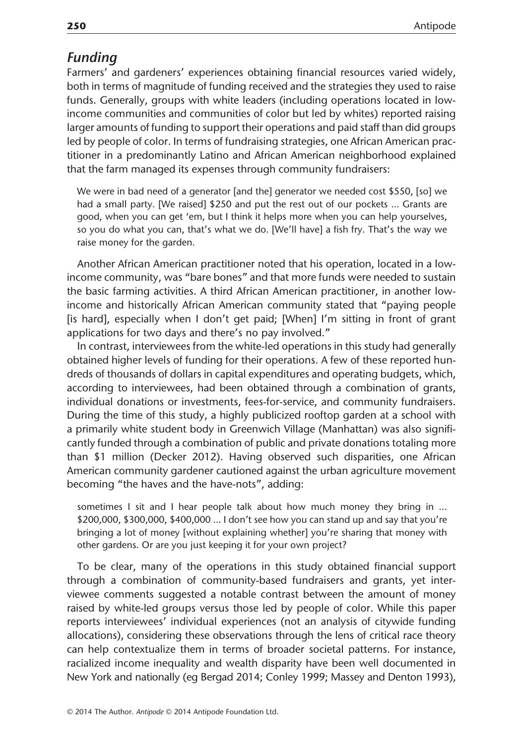## *Funding*

Farmers' and gardeners' experiences obtaining financial resources varied widely, both in terms of magnitude of funding received and the strategies they used to raise funds. Generally, groups with white leaders (including operations located in low-income communities and communities of color but led by whites) reported raising larger amounts of funding to support their operations and paid staff than did groups led by people of color. In terms of fundraising strategies, one African American practitioner in a predominantly Latino and African American neighborhood explained that the farm managed its expenses through community fundraisers:

> We were in bad need of a generator [and the] generator we needed cost $550, [so] we had a small party. [We raised] $250 and put the rest out of our pockets ... Grants are good, when you can get 'em, but I think it helps more when you can help yourselves, so you do what you can, that's what we do. [We'll have] a fish fry. That's the way we raise money for the garden.

Another African American practitioner noted that his operation, located in a low-income community, was "bare bones" and that more funds were needed to sustain the basic farming activities. A third African American practitioner, in another low-income and historically African American community stated that "paying people [is hard], especially when I don't get paid; [When] I'm sitting in front of grant applications for two days and there's no pay involved."

In contrast, interviewees from the white-led operations in this study had generally obtained higher levels of funding for their operations. A few of these reported hundreds of thousands of dollars in capital expenditures and operating budgets, which, according to interviewees, had been obtained through a combination of grants, individual donations or investments, fees-for-service, and community fundraisers. During the time of this study, a highly publicized rooftop garden at a school with a primarily white student body in Greenwich Village (Manhattan) was also significantly funded through a combination of public and private donations totaling more than $1 million (Decker 2012). Having observed such disparities, one African American community gardener cautioned against the urban agriculture movement becoming "the haves and the have-nots", adding:

> sometimes I sit and I hear people talk about how much money they bring in ... $200,000, $300,000, $400,000 ... I don't see how you can stand up and say that you're bringing a lot of money [without explaining whether] you're sharing that money with other gardens. Or are you just keeping it for your own project?

To be clear, many of the operations in this study obtained financial support through a combination of community-based fundraisers and grants, yet interviewee comments suggested a notable contrast between the amount of money raised by white-led groups versus those led by people of color. While this paper reports interviewees' individual experiences (not an analysis of citywide funding allocations), considering these observations through the lens of critical race theory can help contextualize them in terms of broader societal patterns. For instance, racialized income inequality and wealth disparity have been well documented in New York and nationally (eg Bergad 2014; Conley 1999; Massey and Denton 1993),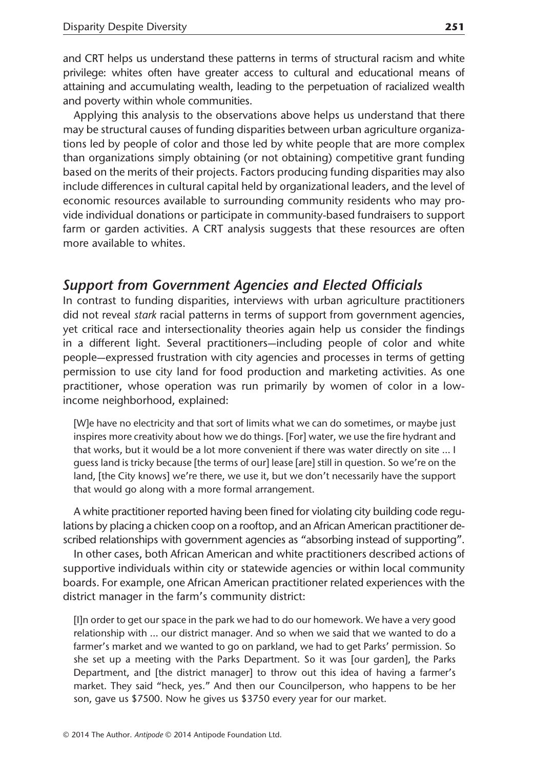and CRT helps us understand these patterns in terms of structural racism and white privilege: whites often have greater access to cultural and educational means of attaining and accumulating wealth, leading to the perpetuation of racialized wealth and poverty within whole communities.

Applying this analysis to the observations above helps us understand that there may be structural causes of funding disparities between urban agriculture organizations led by people of color and those led by white people that are more complex than organizations simply obtaining (or not obtaining) competitive grant funding based on the merits of their projects. Factors producing funding disparities may also include differences in cultural capital held by organizational leaders, and the level of economic resources available to surrounding community residents who may provide individual donations or participate in community-based fundraisers to support farm or garden activities. A CRT analysis suggests that these resources are often more available to whites.

## *Support from Government Agencies and Elected Officials*

In contrast to funding disparities, interviews with urban agriculture practitioners did not reveal *stark* racial patterns in terms of support from government agencies, yet critical race and intersectionality theories again help us consider the findings in a different light. Several practitioners—including people of color and white people—expressed frustration with city agencies and processes in terms of getting permission to use city land for food production and marketing activities. As one practitioner, whose operation was run primarily by women of color in a low-income neighborhood, explained:

> [W]e have no electricity and that sort of limits what we can do sometimes, or maybe just inspires more creativity about how we do things. [For] water, we use the fire hydrant and that works, but it would be a lot more convenient if there was water directly on site ... I guess land is tricky because [the terms of our] lease [are] still in question. So we're on the land, [the City knows] we're there, we use it, but we don't necessarily have the support that would go along with a more formal arrangement.

A white practitioner reported having been fined for violating city building code regulations by placing a chicken coop on a rooftop, and an African American practitioner described relationships with government agencies as "absorbing instead of supporting".

In other cases, both African American and white practitioners described actions of supportive individuals within city or statewide agencies or within local community boards. For example, one African American practitioner related experiences with the district manager in the farm's community district:

> [I]n order to get our space in the park we had to do our homework. We have a very good relationship with ... our district manager. And so when we said that we wanted to do a farmer's market and we wanted to go on parkland, we had to get Parks' permission. So she set up a meeting with the Parks Department. So it was [our garden], the Parks Department, and [the district manager] to throw out this idea of having a farmer's market. They said "heck, yes." And then our Councilperson, who happens to be her son, gave us $7500. Now he gives us $3750 every year for our market.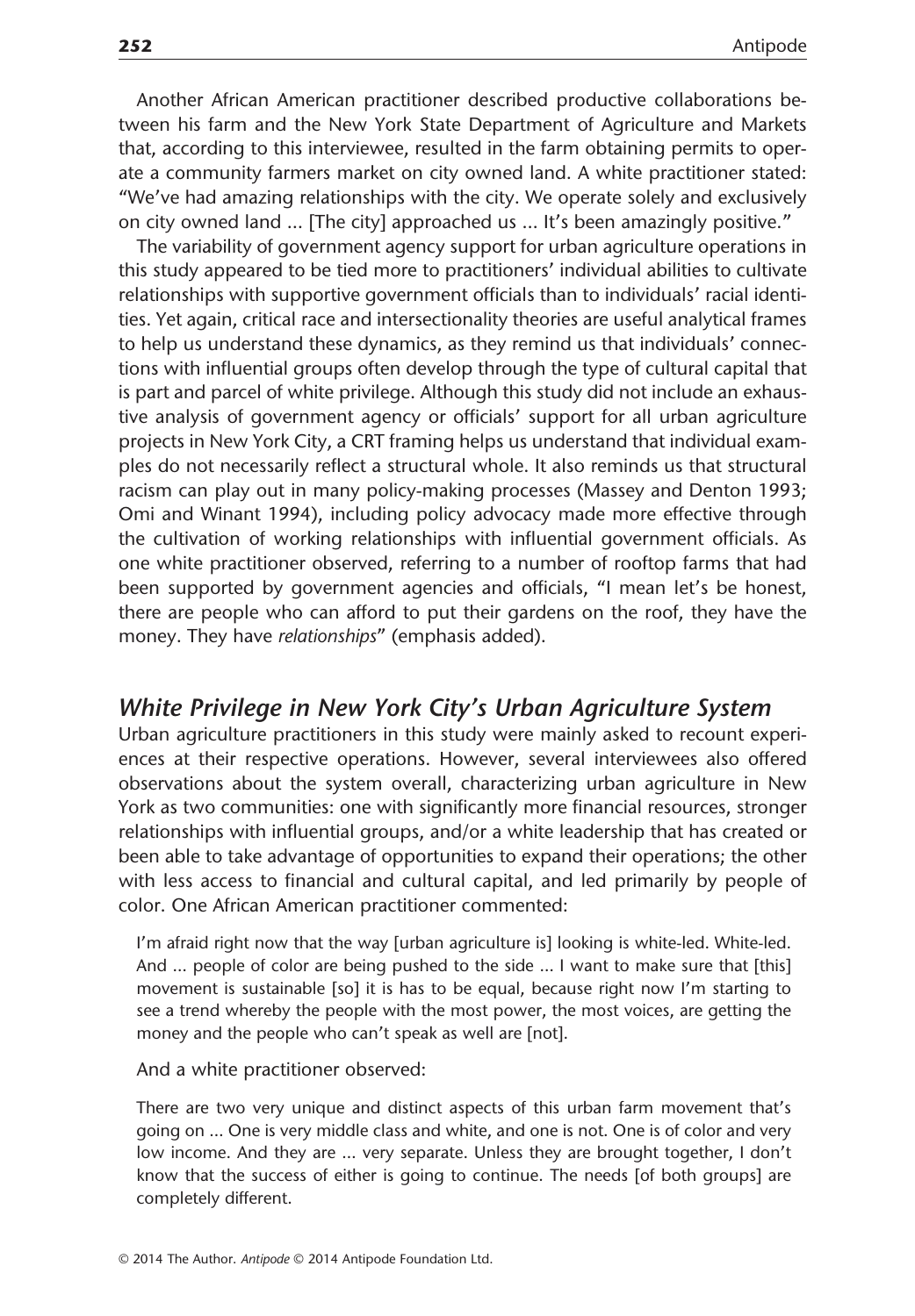Another African American practitioner described productive collaborations between his farm and the New York State Department of Agriculture and Markets that, according to this interviewee, resulted in the farm obtaining permits to operate a community farmers market on city owned land. A white practitioner stated: "We've had amazing relationships with the city. We operate solely and exclusively on city owned land ... [The city] approached us ... It's been amazingly positive."

The variability of government agency support for urban agriculture operations in this study appeared to be tied more to practitioners' individual abilities to cultivate relationships with supportive government officials than to individuals' racial identities. Yet again, critical race and intersectionality theories are useful analytical frames to help us understand these dynamics, as they remind us that individuals' connections with influential groups often develop through the type of cultural capital that is part and parcel of white privilege. Although this study did not include an exhaustive analysis of government agency or officials' support for all urban agriculture projects in New York City, a CRT framing helps us understand that individual examples do not necessarily reflect a structural whole. It also reminds us that structural racism can play out in many policy-making processes (Massey and Denton 1993; Omi and Winant 1994), including policy advocacy made more effective through the cultivation of working relationships with influential government officials. As one white practitioner observed, referring to a number of rooftop farms that had been supported by government agencies and officials, "I mean let's be honest, there are people who can afford to put their gardens on the roof, they have the money. They have *relationships*" (emphasis added).

## *White Privilege in New York City's Urban Agriculture System*

Urban agriculture practitioners in this study were mainly asked to recount experiences at their respective operations. However, several interviewees also offered observations about the system overall, characterizing urban agriculture in New York as two communities: one with significantly more financial resources, stronger relationships with influential groups, and/or a white leadership that has created or been able to take advantage of opportunities to expand their operations; the other with less access to financial and cultural capital, and led primarily by people of color. One African American practitioner commented:

> I'm afraid right now that the way [urban agriculture is] looking is white-led. White-led. And ... people of color are being pushed to the side ... I want to make sure that [this] movement is sustainable [so] it is has to be equal, because right now I'm starting to see a trend whereby the people with the most power, the most voices, are getting the money and the people who can't speak as well are [not].

And a white practitioner observed:

> There are two very unique and distinct aspects of this urban farm movement that's going on ... One is very middle class and white, and one is not. One is of color and very low income. And they are ... very separate. Unless they are brought together, I don't know that the success of either is going to continue. The needs [of both groups] are completely different.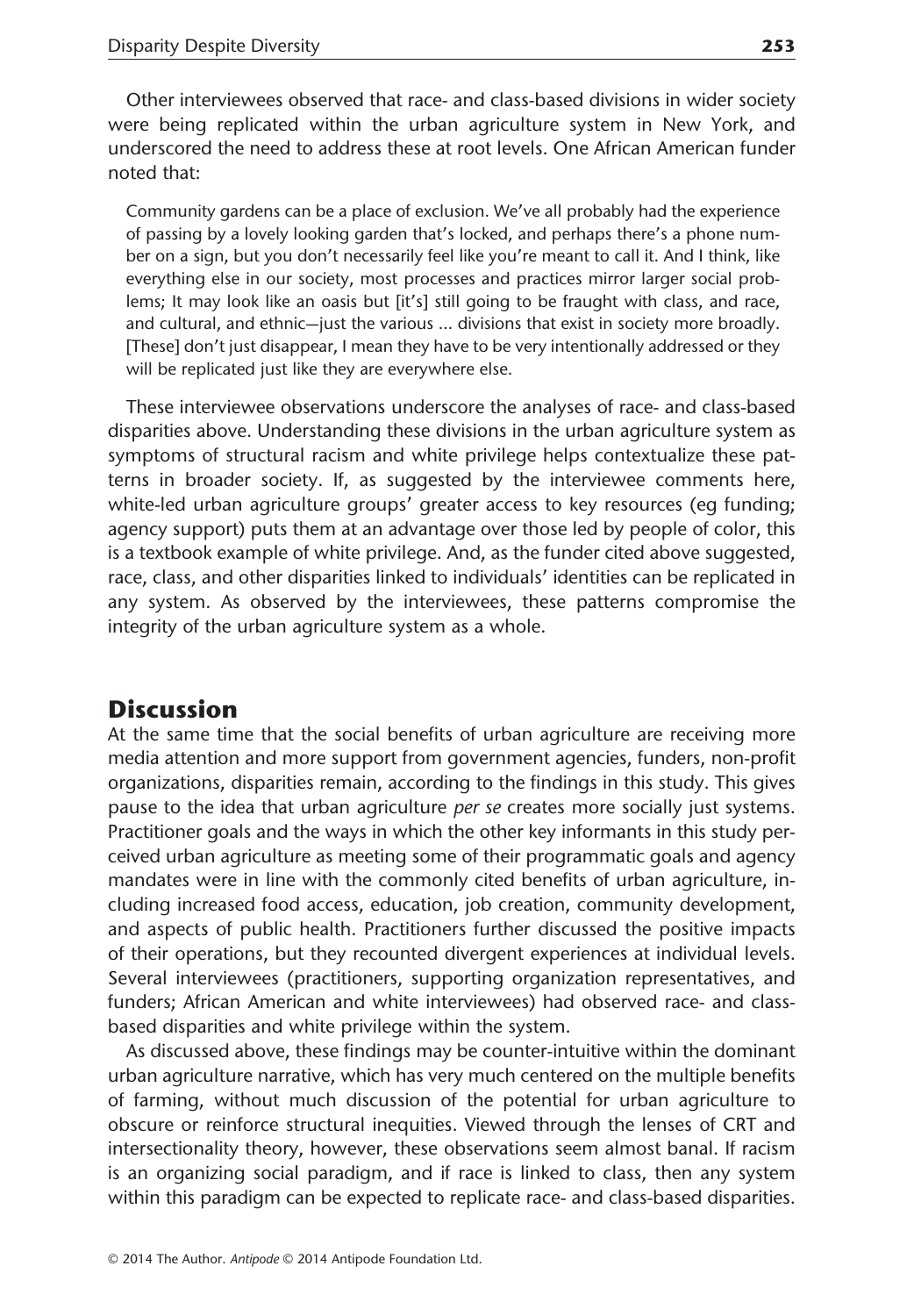Other interviewees observed that race- and class-based divisions in wider society were being replicated within the urban agriculture system in New York, and underscored the need to address these at root levels. One African American funder noted that:

> Community gardens can be a place of exclusion. We've all probably had the experience of passing by a lovely looking garden that's locked, and perhaps there's a phone number on a sign, but you don't necessarily feel like you're meant to call it. And I think, like everything else in our society, most processes and practices mirror larger social problems; It may look like an oasis but [it's] still going to be fraught with class, and race, and cultural, and ethnic—just the various ... divisions that exist in society more broadly. [These] don't just disappear, I mean they have to be very intentionally addressed or they will be replicated just like they are everywhere else.

These interviewee observations underscore the analyses of race- and class-based disparities above. Understanding these divisions in the urban agriculture system as symptoms of structural racism and white privilege helps contextualize these patterns in broader society. If, as suggested by the interviewee comments here, white-led urban agriculture groups' greater access to key resources (eg funding; agency support) puts them at an advantage over those led by people of color, this is a textbook example of white privilege. And, as the funder cited above suggested, race, class, and other disparities linked to individuals' identities can be replicated in any system. As observed by the interviewees, these patterns compromise the integrity of the urban agriculture system as a whole.

## Discussion

At the same time that the social benefits of urban agriculture are receiving more media attention and more support from government agencies, funders, non-profit organizations, disparities remain, according to the findings in this study. This gives pause to the idea that urban agriculture *per se* creates more socially just systems. Practitioner goals and the ways in which the other key informants in this study perceived urban agriculture as meeting some of their programmatic goals and agency mandates were in line with the commonly cited benefits of urban agriculture, including increased food access, education, job creation, community development, and aspects of public health. Practitioners further discussed the positive impacts of their operations, but they recounted divergent experiences at individual levels. Several interviewees (practitioners, supporting organization representatives, and funders; African American and white interviewees) had observed race- and class-based disparities and white privilege within the system.

As discussed above, these findings may be counter-intuitive within the dominant urban agriculture narrative, which has very much centered on the multiple benefits of farming, without much discussion of the potential for urban agriculture to obscure or reinforce structural inequities. Viewed through the lenses of CRT and intersectionality theory, however, these observations seem almost banal. If racism is an organizing social paradigm, and if race is linked to class, then any system within this paradigm can be expected to replicate race- and class-based disparities.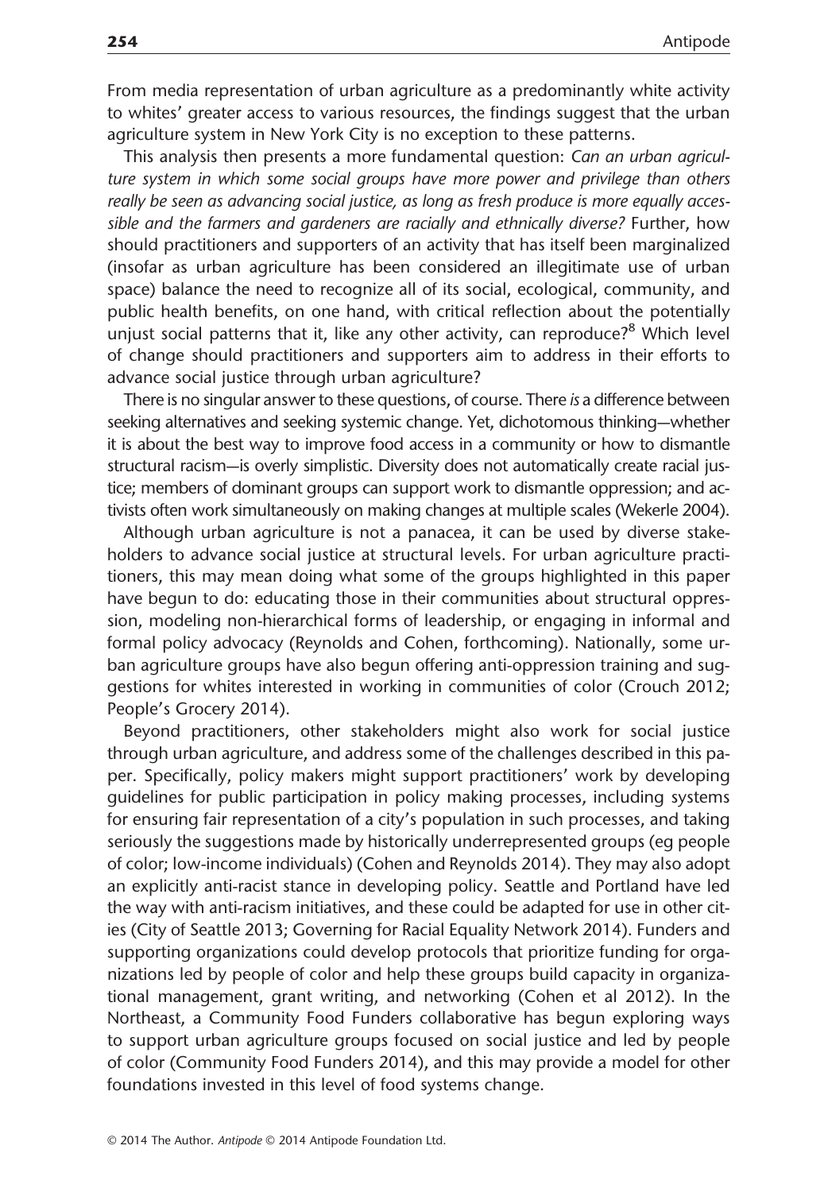From media representation of urban agriculture as a predominantly white activity to whites' greater access to various resources, the findings suggest that the urban agriculture system in New York City is no exception to these patterns.

This analysis then presents a more fundamental question: *Can an urban agriculture system in which some social groups have more power and privilege than others really be seen as advancing social justice, as long as fresh produce is more equally accessible and the farmers and gardeners are racially and ethnically diverse?* Further, how should practitioners and supporters of an activity that has itself been marginalized (insofar as urban agriculture has been considered an illegitimate use of urban space) balance the need to recognize all of its social, ecological, community, and public health benefits, on one hand, with critical reflection about the potentially unjust social patterns that it, like any other activity, can reproduce?[8] Which level of change should practitioners and supporters aim to address in their efforts to advance social justice through urban agriculture?

There is no singular answer to these questions, of course. There *is* a difference between seeking alternatives and seeking systemic change. Yet, dichotomous thinking—whether it is about the best way to improve food access in a community or how to dismantle structural racism—is overly simplistic. Diversity does not automatically create racial justice; members of dominant groups can support work to dismantle oppression; and activists often work simultaneously on making changes at multiple scales (Wekerle 2004).

Although urban agriculture is not a panacea, it can be used by diverse stakeholders to advance social justice at structural levels. For urban agriculture practitioners, this may mean doing what some of the groups highlighted in this paper have begun to do: educating those in their communities about structural oppression, modeling non-hierarchical forms of leadership, or engaging in informal and formal policy advocacy (Reynolds and Cohen, forthcoming). Nationally, some urban agriculture groups have also begun offering anti-oppression training and suggestions for whites interested in working in communities of color (Crouch 2012; People's Grocery 2014).

Beyond practitioners, other stakeholders might also work for social justice through urban agriculture, and address some of the challenges described in this paper. Specifically, policy makers might support practitioners' work by developing guidelines for public participation in policy making processes, including systems for ensuring fair representation of a city's population in such processes, and taking seriously the suggestions made by historically underrepresented groups (eg people of color; low-income individuals) (Cohen and Reynolds 2014). They may also adopt an explicitly anti-racist stance in developing policy. Seattle and Portland have led the way with anti-racism initiatives, and these could be adapted for use in other cities (City of Seattle 2013; Governing for Racial Equality Network 2014). Funders and supporting organizations could develop protocols that prioritize funding for organizations led by people of color and help these groups build capacity in organizational management, grant writing, and networking (Cohen et al 2012). In the Northeast, a Community Food Funders collaborative has begun exploring ways to support urban agriculture groups focused on social justice and led by people of color (Community Food Funders 2014), and this may provide a model for other foundations invested in this level of food systems change.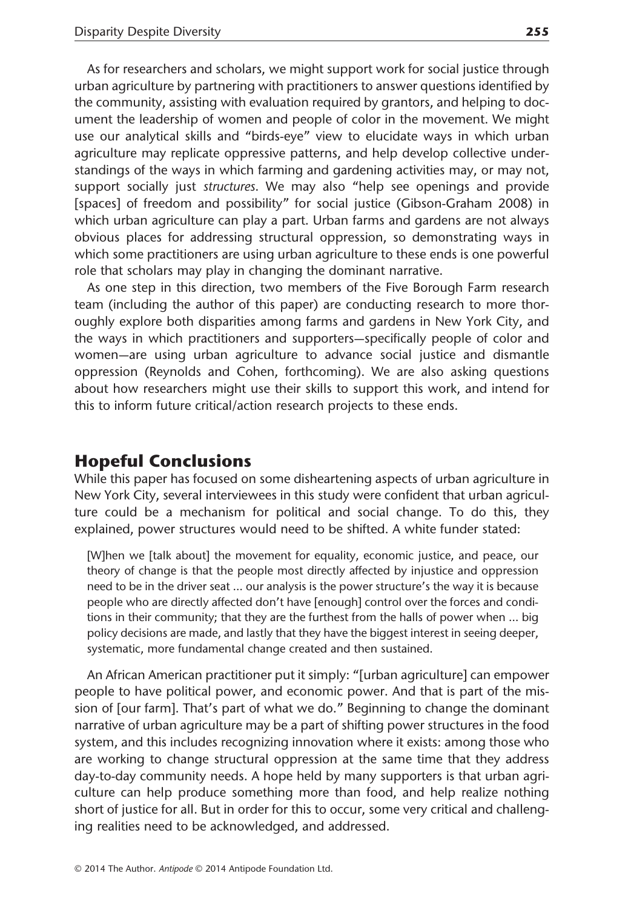As for researchers and scholars, we might support work for social justice through urban agriculture by partnering with practitioners to answer questions identified by the community, assisting with evaluation required by grantors, and helping to document the leadership of women and people of color in the movement. We might use our analytical skills and "birds-eye" view to elucidate ways in which urban agriculture may replicate oppressive patterns, and help develop collective understandings of the ways in which farming and gardening activities may, or may not, support socially just *structures*. We may also "help see openings and provide [spaces] of freedom and possibility" for social justice (Gibson-Graham 2008) in which urban agriculture can play a part. Urban farms and gardens are not always obvious places for addressing structural oppression, so demonstrating ways in which some practitioners are using urban agriculture to these ends is one powerful role that scholars may play in changing the dominant narrative.

As one step in this direction, two members of the Five Borough Farm research team (including the author of this paper) are conducting research to more thoroughly explore both disparities among farms and gardens in New York City, and the ways in which practitioners and supporters—specifically people of color and women—are using urban agriculture to advance social justice and dismantle oppression (Reynolds and Cohen, forthcoming). We are also asking questions about how researchers might use their skills to support this work, and intend for this to inform future critical/action research projects to these ends.

## Hopeful Conclusions

While this paper has focused on some disheartening aspects of urban agriculture in New York City, several interviewees in this study were confident that urban agriculture could be a mechanism for political and social change. To do this, they explained, power structures would need to be shifted. A white funder stated:

> [W]hen we [talk about] the movement for equality, economic justice, and peace, our theory of change is that the people most directly affected by injustice and oppression need to be in the driver seat ... our analysis is the power structure's the way it is because people who are directly affected don't have [enough] control over the forces and conditions in their community; that they are the furthest from the halls of power when ... big policy decisions are made, and lastly that they have the biggest interest in seeing deeper, systematic, more fundamental change created and then sustained.

An African American practitioner put it simply: "[urban agriculture] can empower people to have political power, and economic power. And that is part of the mission of [our farm]. That's part of what we do." Beginning to change the dominant narrative of urban agriculture may be a part of shifting power structures in the food system, and this includes recognizing innovation where it exists: among those who are working to change structural oppression at the same time that they address day-to-day community needs. A hope held by many supporters is that urban agriculture can help produce something more than food, and help realize nothing short of justice for all. But in order for this to occur, some very critical and challenging realities need to be acknowledged, and addressed.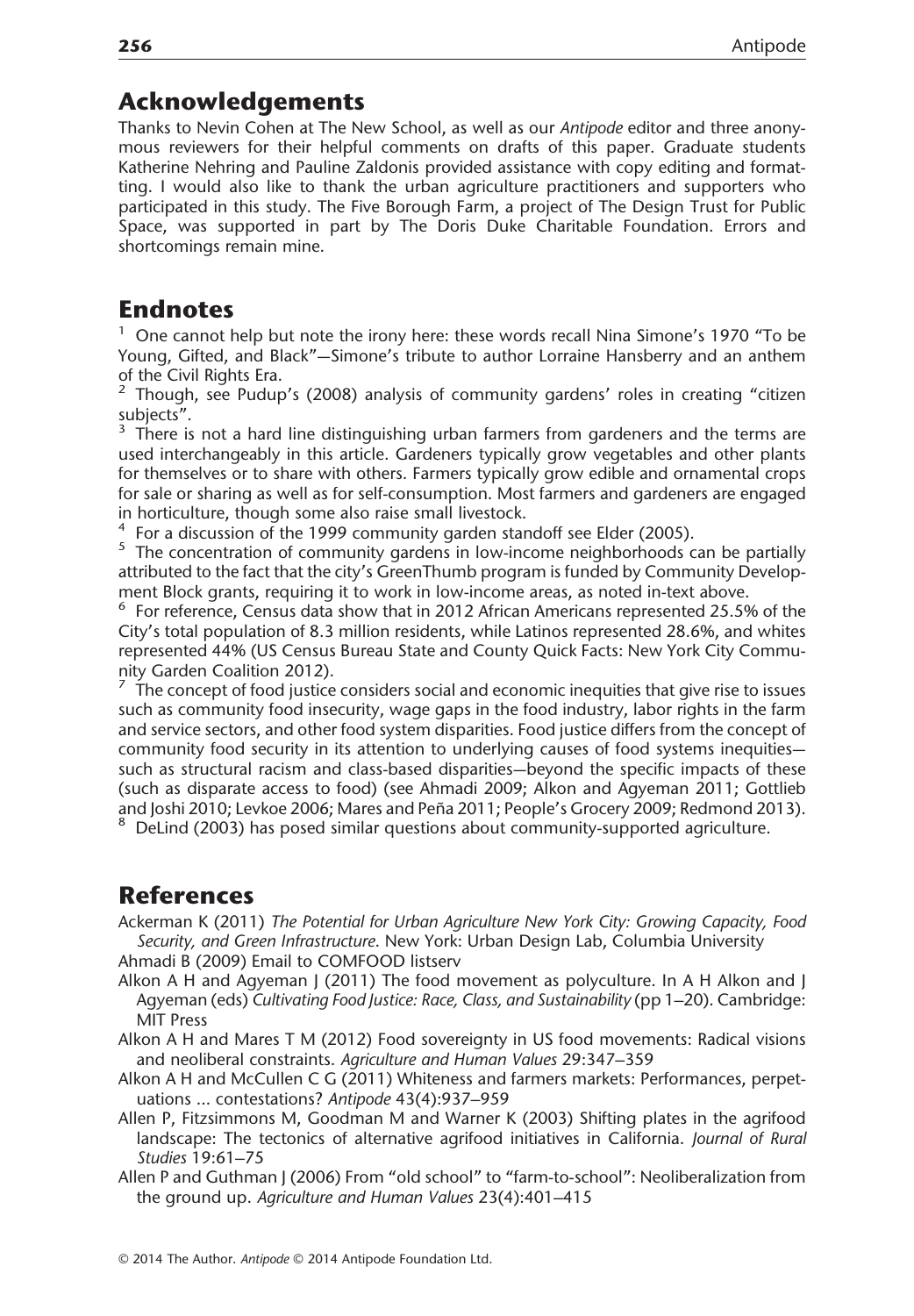## Acknowledgements

Thanks to Nevin Cohen at The New School, as well as our *Antipode* editor and three anonymous reviewers for their helpful comments on drafts of this paper. Graduate students Katherine Nehring and Pauline Zaldonis provided assistance with copy editing and formatting. I would also like to thank the urban agriculture practitioners and supporters who participated in this study. The Five Borough Farm, a project of The Design Trust for Public Space, was supported in part by The Doris Duke Charitable Foundation. Errors and shortcomings remain mine.

## Endnotes

[1] One cannot help but note the irony here: these words recall Nina Simone's 1970 "To be Young, Gifted, and Black"—Simone's tribute to author Lorraine Hansberry and an anthem of the Civil Rights Era.

[2] Though, see Pudup's (2008) analysis of community gardens' roles in creating "citizen subjects".

[3] There is not a hard line distinguishing urban farmers from gardeners and the terms are used interchangeably in this article. Gardeners typically grow vegetables and other plants for themselves or to share with others. Farmers typically grow edible and ornamental crops for sale or sharing as well as for self-consumption. Most farmers and gardeners are engaged in horticulture, though some also raise small livestock.

[4] For a discussion of the 1999 community garden standoff see Elder (2005).

[5] The concentration of community gardens in low-income neighborhoods can be partially attributed to the fact that the city's GreenThumb program is funded by Community Development Block grants, requiring it to work in low-income areas, as noted in-text above.

[6] For reference, Census data show that in 2012 African Americans represented 25.5% of the City's total population of 8.3 million residents, while Latinos represented 28.6%, and whites represented 44% (US Census Bureau State and County Quick Facts: New York City Community Garden Coalition 2012).

[7] The concept of food justice considers social and economic inequities that give rise to issues such as community food insecurity, wage gaps in the food industry, labor rights in the farm and service sectors, and other food system disparities. Food justice differs from the concept of community food security in its attention to underlying causes of food systems inequities—such as structural racism and class-based disparities—beyond the specific impacts of these (such as disparate access to food) (see Ahmadi 2009; Alkon and Agyeman 2011; Gottlieb and Joshi 2010; Levkoe 2006; Mares and Peña 2011; People's Grocery 2009; Redmond 2013).

[8] DeLind (2003) has posed similar questions about community-supported agriculture.

## References

Ackerman K (2011) *The Potential for Urban Agriculture New York City: Growing Capacity, Food Security, and Green Infrastructure*. New York: Urban Design Lab, Columbia University

Ahmadi B (2009) Email to COMFOOD listserv

Alkon A H and Agyeman J (2011) The food movement as polyculture. In A H Alkon and J Agyeman (eds) *Cultivating Food Justice: Race, Class, and Sustainability* (pp 1–20). Cambridge: MIT Press

Alkon A H and Mares T M (2012) Food sovereignty in US food movements: Radical visions and neoliberal constraints. *Agriculture and Human Values* 29:347–359

Alkon A H and McCullen C G (2011) Whiteness and farmers markets: Performances, perpetuations ... contestations? *Antipode* 43(4):937–959

Allen P, Fitzsimmons M, Goodman M and Warner K (2003) Shifting plates in the agrifood landscape: The tectonics of alternative agrifood initiatives in California. *Journal of Rural Studies* 19:61–75

Allen P and Guthman J (2006) From "old school" to "farm-to-school": Neoliberalization from the ground up. *Agriculture and Human Values* 23(4):401–415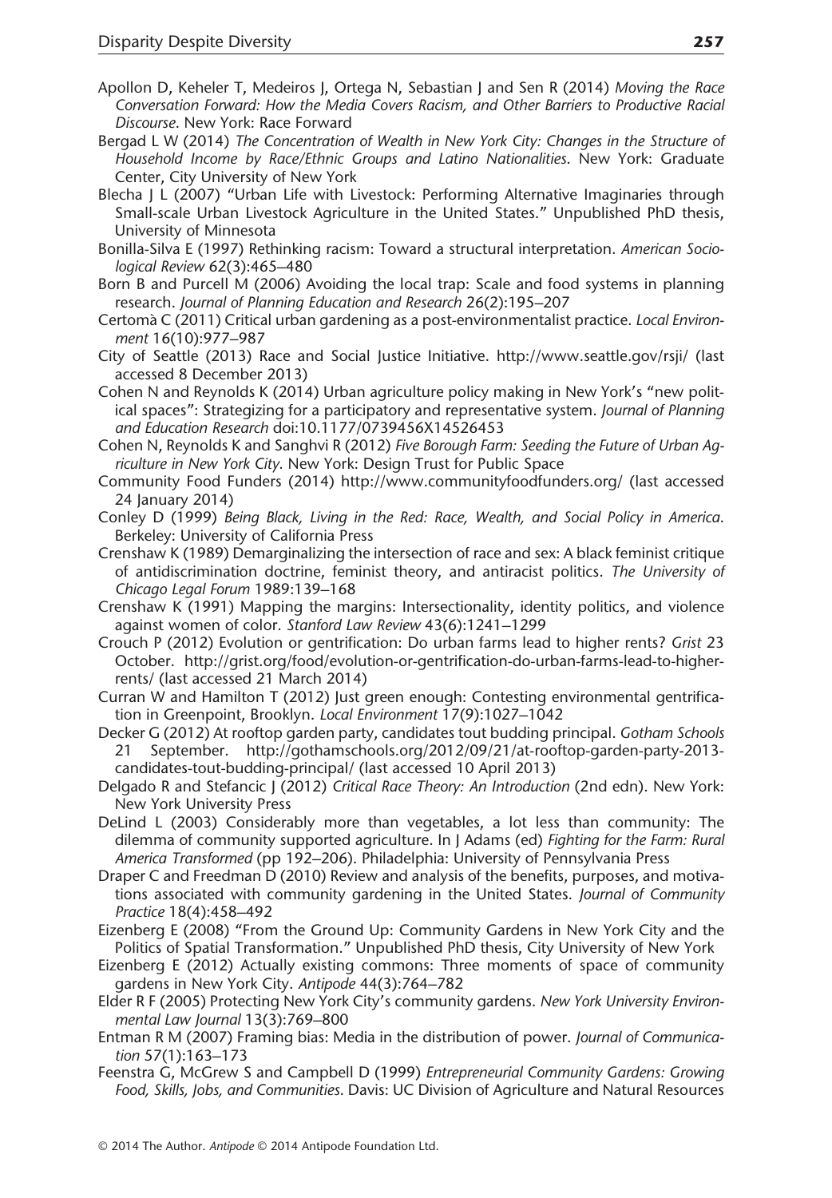Apollon D, Keheler T, Medeiros J, Ortega N, Sebastian J and Sen R (2014) *Moving the Race Conversation Forward: How the Media Covers Racism, and Other Barriers to Productive Racial Discourse*. New York: Race Forward

Bergad L W (2014) *The Concentration of Wealth in New York City: Changes in the Structure of Household Income by Race/Ethnic Groups and Latino Nationalities*. New York: Graduate Center, City University of New York

Blecha J L (2007) "Urban Life with Livestock: Performing Alternative Imaginaries through Small-scale Urban Livestock Agriculture in the United States." Unpublished PhD thesis, University of Minnesota

Bonilla-Silva E (1997) Rethinking racism: Toward a structural interpretation. *American Sociological Review* 62(3):465–480

Born B and Purcell M (2006) Avoiding the local trap: Scale and food systems in planning research. *Journal of Planning Education and Research* 26(2):195–207

Certomà C (2011) Critical urban gardening as a post-environmentalist practice. *Local Environment* 16(10):977–987

City of Seattle (2013) Race and Social Justice Initiative. http://www.seattle.gov/rsji/ (last accessed 8 December 2013)

Cohen N and Reynolds K (2014) Urban agriculture policy making in New York's "new political spaces": Strategizing for a participatory and representative system. *Journal of Planning and Education Research* doi:10.1177/0739456X14526453

Cohen N, Reynolds K and Sanghvi R (2012) *Five Borough Farm: Seeding the Future of Urban Agriculture in New York City*. New York: Design Trust for Public Space

Community Food Funders (2014) http://www.communityfoodfunders.org/ (last accessed 24 January 2014)

Conley D (1999) *Being Black, Living in the Red: Race, Wealth, and Social Policy in America*. Berkeley: University of California Press

Crenshaw K (1989) Demarginalizing the intersection of race and sex: A black feminist critique of antidiscrimination doctrine, feminist theory, and antiracist politics. *The University of Chicago Legal Forum* 1989:139–168

Crenshaw K (1991) Mapping the margins: Intersectionality, identity politics, and violence against women of color. *Stanford Law Review* 43(6):1241–1299

Crouch P (2012) Evolution or gentrification: Do urban farms lead to higher rents? *Grist* 23 October. http://grist.org/food/evolution-or-gentrification-do-urban-farms-lead-to-higher-rents/ (last accessed 21 March 2014)

Curran W and Hamilton T (2012) Just green enough: Contesting environmental gentrification in Greenpoint, Brooklyn. *Local Environment* 17(9):1027–1042

Decker G (2012) At rooftop garden party, candidates tout budding principal. *Gotham Schools* 21 September. http://gothamschools.org/2012/09/21/at-rooftop-garden-party-2013-candidates-tout-budding-principal/ (last accessed 10 April 2013)

Delgado R and Stefancic J (2012) *Critical Race Theory: An Introduction* (2nd edn). New York: New York University Press

DeLind L (2003) Considerably more than vegetables, a lot less than community: The dilemma of community supported agriculture. In J Adams (ed) *Fighting for the Farm: Rural America Transformed* (pp 192–206). Philadelphia: University of Pennsylvania Press

Draper C and Freedman D (2010) Review and analysis of the benefits, purposes, and motivations associated with community gardening in the United States. *Journal of Community Practice* 18(4):458–492

Eizenberg E (2008) "From the Ground Up: Community Gardens in New York City and the Politics of Spatial Transformation." Unpublished PhD thesis, City University of New York

Eizenberg E (2012) Actually existing commons: Three moments of space of community gardens in New York City. *Antipode* 44(3):764–782

Elder R F (2005) Protecting New York City's community gardens. *New York University Environmental Law Journal* 13(3):769–800

Entman R M (2007) Framing bias: Media in the distribution of power. *Journal of Communication* 57(1):163–173

Feenstra G, McGrew S and Campbell D (1999) *Entrepreneurial Community Gardens: Growing Food, Skills, Jobs, and Communities*. Davis: UC Division of Agriculture and Natural Resources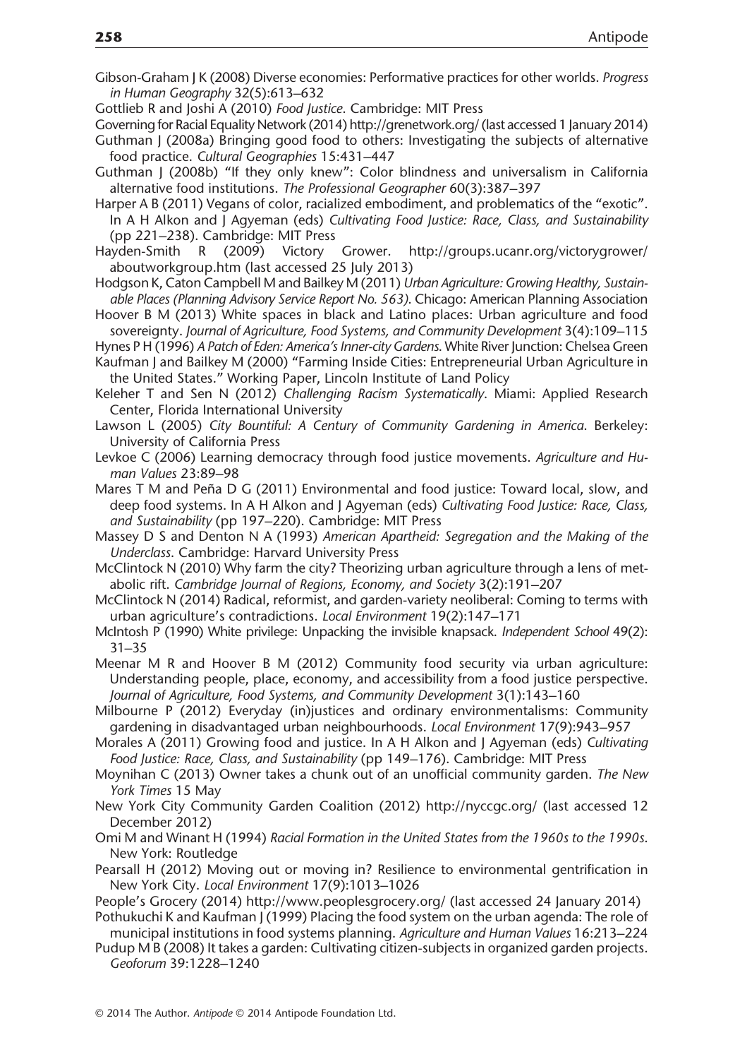Gibson-Graham J K (2008) Diverse economies: Performative practices for other worlds. *Progress in Human Geography* 32(5):613–632

Gottlieb R and Joshi A (2010) *Food Justice*. Cambridge: MIT Press

Governing for Racial Equality Network (2014) http://grenetwork.org/ (last accessed 1 January 2014)

Guthman J (2008a) Bringing good food to others: Investigating the subjects of alternative food practice. *Cultural Geographies* 15:431–447

Guthman J (2008b) "If they only knew": Color blindness and universalism in California alternative food institutions. *The Professional Geographer* 60(3):387–397

Harper A B (2011) Vegans of color, racialized embodiment, and problematics of the "exotic". In A H Alkon and J Agyeman (eds) *Cultivating Food Justice: Race, Class, and Sustainability* (pp 221–238). Cambridge: MIT Press

Hayden-Smith R (2009) Victory Grower. http://groups.ucanr.org/victorygrower/aboutworkgroup.htm (last accessed 25 July 2013)

Hodgson K, Caton Campbell M and Bailkey M (2011) *Urban Agriculture: Growing Healthy, Sustainable Places (Planning Advisory Service Report No. 563)*. Chicago: American Planning Association

Hoover B M (2013) White spaces in black and Latino places: Urban agriculture and food sovereignty. *Journal of Agriculture, Food Systems, and Community Development* 3(4):109–115

Hynes P H (1996) *A Patch of Eden: America's Inner-city Gardens*. White River Junction: Chelsea Green

Kaufman J and Bailkey M (2000) "Farming Inside Cities: Entrepreneurial Urban Agriculture in the United States." Working Paper, Lincoln Institute of Land Policy

Keleher T and Sen N (2012) *Challenging Racism Systematically*. Miami: Applied Research Center, Florida International University

Lawson L (2005) *City Bountiful: A Century of Community Gardening in America*. Berkeley: University of California Press

Levkoe C (2006) Learning democracy through food justice movements. *Agriculture and Human Values* 23:89–98

Mares T M and Peña D G (2011) Environmental and food justice: Toward local, slow, and deep food systems. In A H Alkon and J Agyeman (eds) *Cultivating Food Justice: Race, Class, and Sustainability* (pp 197–220). Cambridge: MIT Press

Massey D S and Denton N A (1993) *American Apartheid: Segregation and the Making of the Underclass*. Cambridge: Harvard University Press

McClintock N (2010) Why farm the city? Theorizing urban agriculture through a lens of metabolic rift. *Cambridge Journal of Regions, Economy, and Society* 3(2):191–207

McClintock N (2014) Radical, reformist, and garden-variety neoliberal: Coming to terms with urban agriculture's contradictions. *Local Environment* 19(2):147–171

McIntosh P (1990) White privilege: Unpacking the invisible knapsack. *Independent School* 49(2): 31–35

Meenar M R and Hoover B M (2012) Community food security via urban agriculture: Understanding people, place, economy, and accessibility from a food justice perspective. *Journal of Agriculture, Food Systems, and Community Development* 3(1):143–160

Milbourne P (2012) Everyday (in)justices and ordinary environmentalisms: Community gardening in disadvantaged urban neighbourhoods. *Local Environment* 17(9):943–957

Morales A (2011) Growing food and justice. In A H Alkon and J Agyeman (eds) *Cultivating Food Justice: Race, Class, and Sustainability* (pp 149–176). Cambridge: MIT Press

Moynihan C (2013) Owner takes a chunk out of an unofficial community garden. *The New York Times* 15 May

New York City Community Garden Coalition (2012) http://nyccgc.org/ (last accessed 12 December 2012)

Omi M and Winant H (1994) *Racial Formation in the United States from the 1960s to the 1990s*. New York: Routledge

Pearsall H (2012) Moving out or moving in? Resilience to environmental gentrification in New York City. *Local Environment* 17(9):1013–1026

People's Grocery (2014) http://www.peoplesgrocery.org/ (last accessed 24 January 2014)

Pothukuchi K and Kaufman J (1999) Placing the food system on the urban agenda: The role of municipal institutions in food systems planning. *Agriculture and Human Values* 16:213–224

Pudup M B (2008) It takes a garden: Cultivating citizen-subjects in organized garden projects. *Geoforum* 39:1228–1240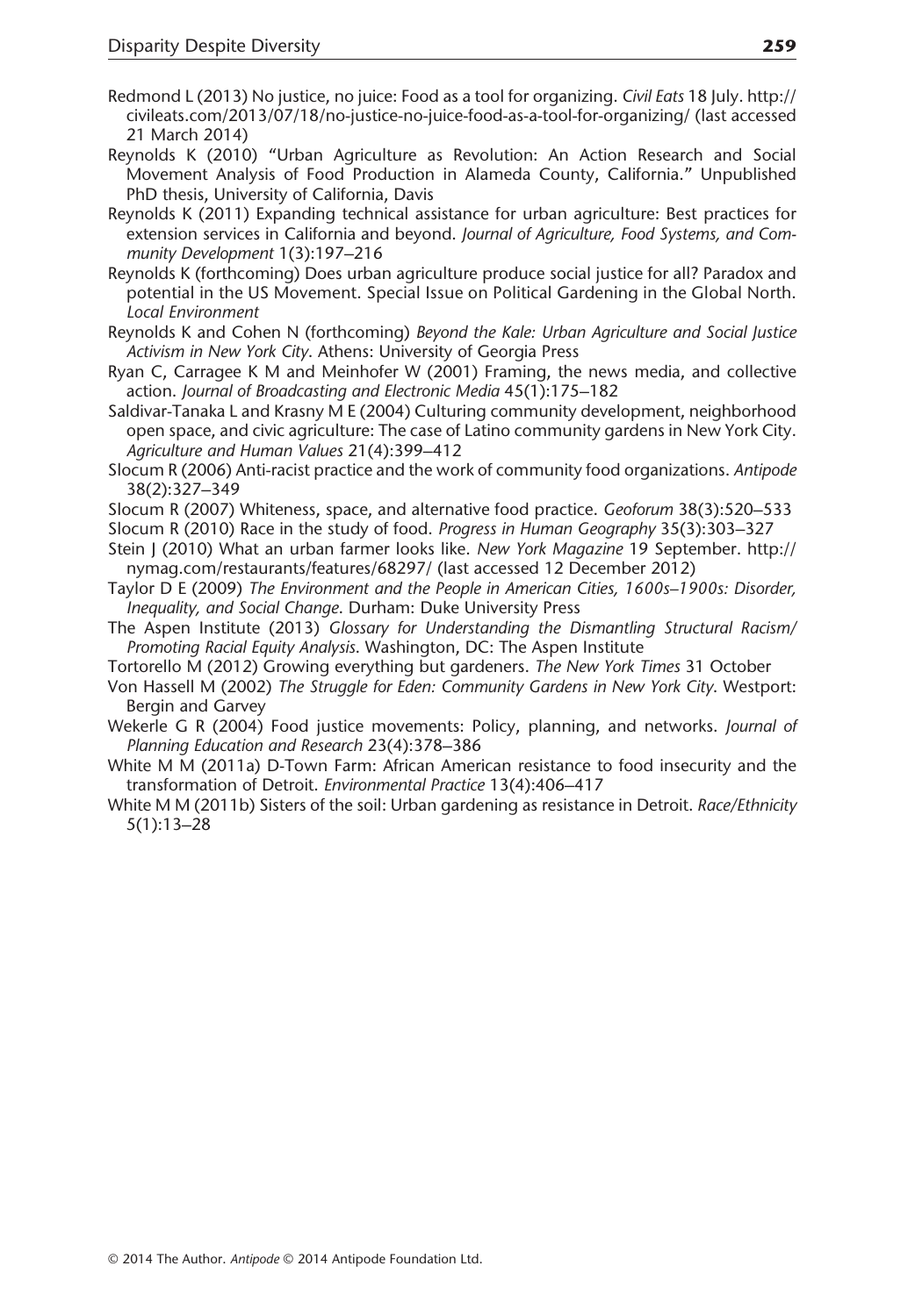Redmond L (2013) No justice, no juice: Food as a tool for organizing. *Civil Eats* 18 July. http://civileats.com/2013/07/18/no-justice-no-juice-food-as-a-tool-for-organizing/ (last accessed 21 March 2014)

Reynolds K (2010) "Urban Agriculture as Revolution: An Action Research and Social Movement Analysis of Food Production in Alameda County, California." Unpublished PhD thesis, University of California, Davis

Reynolds K (2011) Expanding technical assistance for urban agriculture: Best practices for extension services in California and beyond. *Journal of Agriculture, Food Systems, and Community Development* 1(3):197–216

Reynolds K (forthcoming) Does urban agriculture produce social justice for all? Paradox and potential in the US Movement. Special Issue on Political Gardening in the Global North. *Local Environment*

Reynolds K and Cohen N (forthcoming) *Beyond the Kale: Urban Agriculture and Social Justice Activism in New York City*. Athens: University of Georgia Press

Ryan C, Carragee K M and Meinhofer W (2001) Framing, the news media, and collective action. *Journal of Broadcasting and Electronic Media* 45(1):175–182

Saldivar-Tanaka L and Krasny M E (2004) Culturing community development, neighborhood open space, and civic agriculture: The case of Latino community gardens in New York City. *Agriculture and Human Values* 21(4):399–412

Slocum R (2006) Anti-racist practice and the work of community food organizations. *Antipode* 38(2):327–349

Slocum R (2007) Whiteness, space, and alternative food practice. *Geoforum* 38(3):520–533

Slocum R (2010) Race in the study of food. *Progress in Human Geography* 35(3):303–327

Stein J (2010) What an urban farmer looks like. *New York Magazine* 19 September. http://nymag.com/restaurants/features/68297/ (last accessed 12 December 2012)

Taylor D E (2009) *The Environment and the People in American Cities, 1600s–1900s: Disorder, Inequality, and Social Change*. Durham: Duke University Press

The Aspen Institute (2013) *Glossary for Understanding the Dismantling Structural Racism/Promoting Racial Equity Analysis*. Washington, DC: The Aspen Institute

Tortorello M (2012) Growing everything but gardeners. *The New York Times* 31 October

Von Hassell M (2002) *The Struggle for Eden: Community Gardens in New York City*. Westport: Bergin and Garvey

Wekerle G R (2004) Food justice movements: Policy, planning, and networks. *Journal of Planning Education and Research* 23(4):378–386

White M M (2011a) D-Town Farm: African American resistance to food insecurity and the transformation of Detroit. *Environmental Practice* 13(4):406–417

White M M (2011b) Sisters of the soil: Urban gardening as resistance in Detroit. *Race/Ethnicity* 5(1):13–28